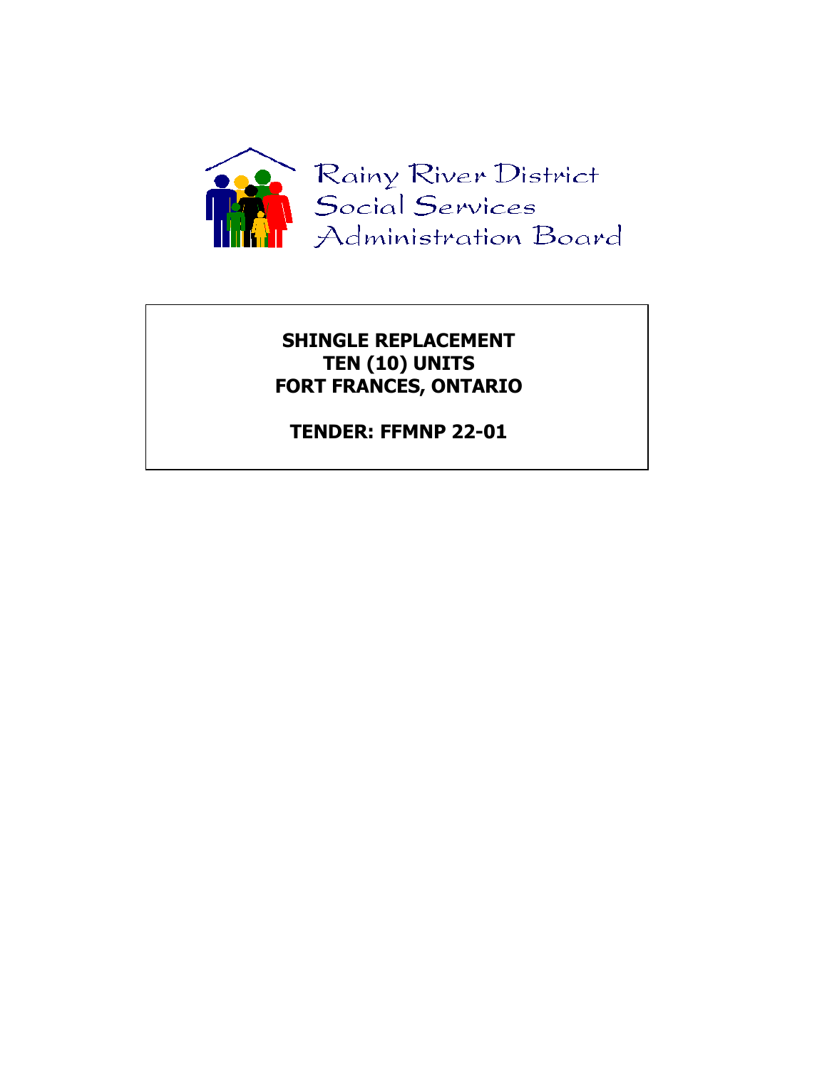Rainy River District
Social Services
Administration Board

# SHINGLE REPLACEMENT
# TEN (10) UNITS
# FORT FRANCES, ONTARIO

## TENDER: FFMNP 22-01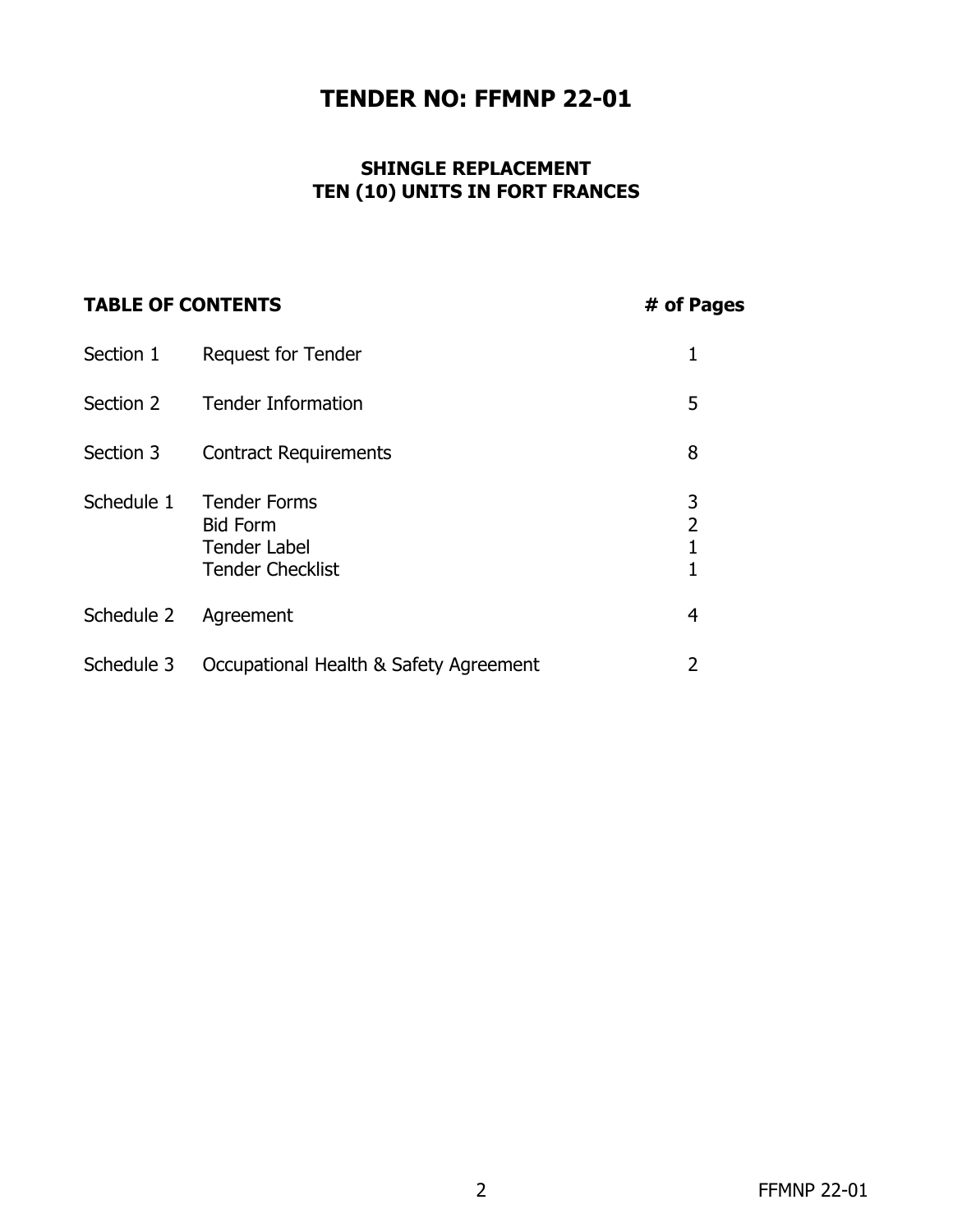# TENDER NO: FFMNP 22-01

### SHINGLE REPLACEMENT
### TEN (10) UNITS IN FORT FRANCES

| TABLE OF CONTENTS | | # of Pages |
|---|---|---|
| Section 1 | Request for Tender | 1 |
| Section 2 | Tender Information | 5 |
| Section 3 | Contract Requirements | 8 |
| Schedule 1 | Tender Forms | 3 |
| | Bid Form | 2 |
| | Tender Label | 1 |
| | Tender Checklist | 1 |
| Schedule 2 | Agreement | 4 |
| Schedule 3 | Occupational Health & Safety Agreement | 2 |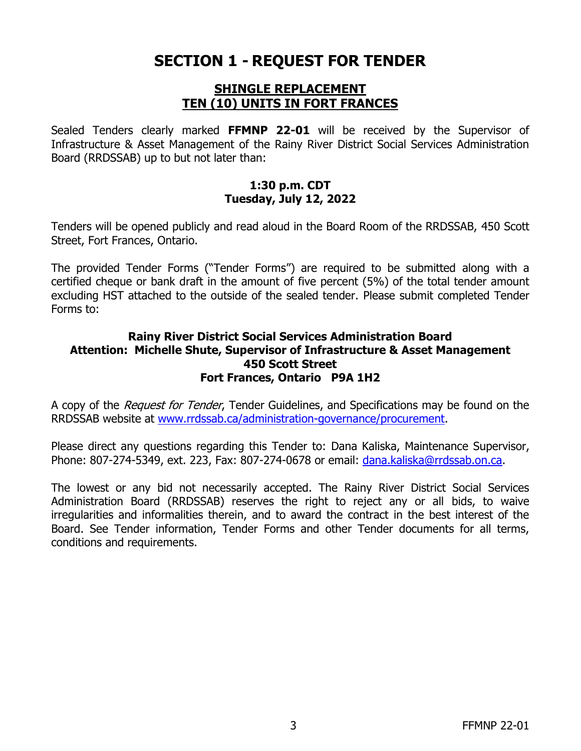# SECTION 1 - REQUEST FOR TENDER

## SHINGLE REPLACEMENT
## TEN (10) UNITS IN FORT FRANCES

Sealed Tenders clearly marked **FFMNP 22-01** will be received by the Supervisor of Infrastructure & Asset Management of the Rainy River District Social Services Administration Board (RRDSSAB) up to but not later than:

**1:30 p.m. CDT**
**Tuesday, July 12, 2022**

Tenders will be opened publicly and read aloud in the Board Room of the RRDSSAB, 450 Scott Street, Fort Frances, Ontario.

The provided Tender Forms ("Tender Forms") are required to be submitted along with a certified cheque or bank draft in the amount of five percent (5%) of the total tender amount excluding HST attached to the outside of the sealed tender. Please submit completed Tender Forms to:

**Rainy River District Social Services Administration Board**
**Attention: Michelle Shute, Supervisor of Infrastructure & Asset Management**
**450 Scott Street**
**Fort Frances, Ontario P9A 1H2**

A copy of the *Request for Tender*, Tender Guidelines, and Specifications may be found on the RRDSSAB website at [www.rrdssab.ca/administration-governance/procurement](www.rrdssab.ca/administration-governance/procurement).

Please direct any questions regarding this Tender to: Dana Kaliska, Maintenance Supervisor, Phone: 807-274-5349, ext. 223, Fax: 807-274-0678 or email: [dana.kaliska@rrdssab.on.ca](mailto:dana.kaliska@rrdssab.on.ca).

The lowest or any bid not necessarily accepted. The Rainy River District Social Services Administration Board (RRDSSAB) reserves the right to reject any or all bids, to waive irregularities and informalities therein, and to award the contract in the best interest of the Board. See Tender information, Tender Forms and other Tender documents for all terms, conditions and requirements.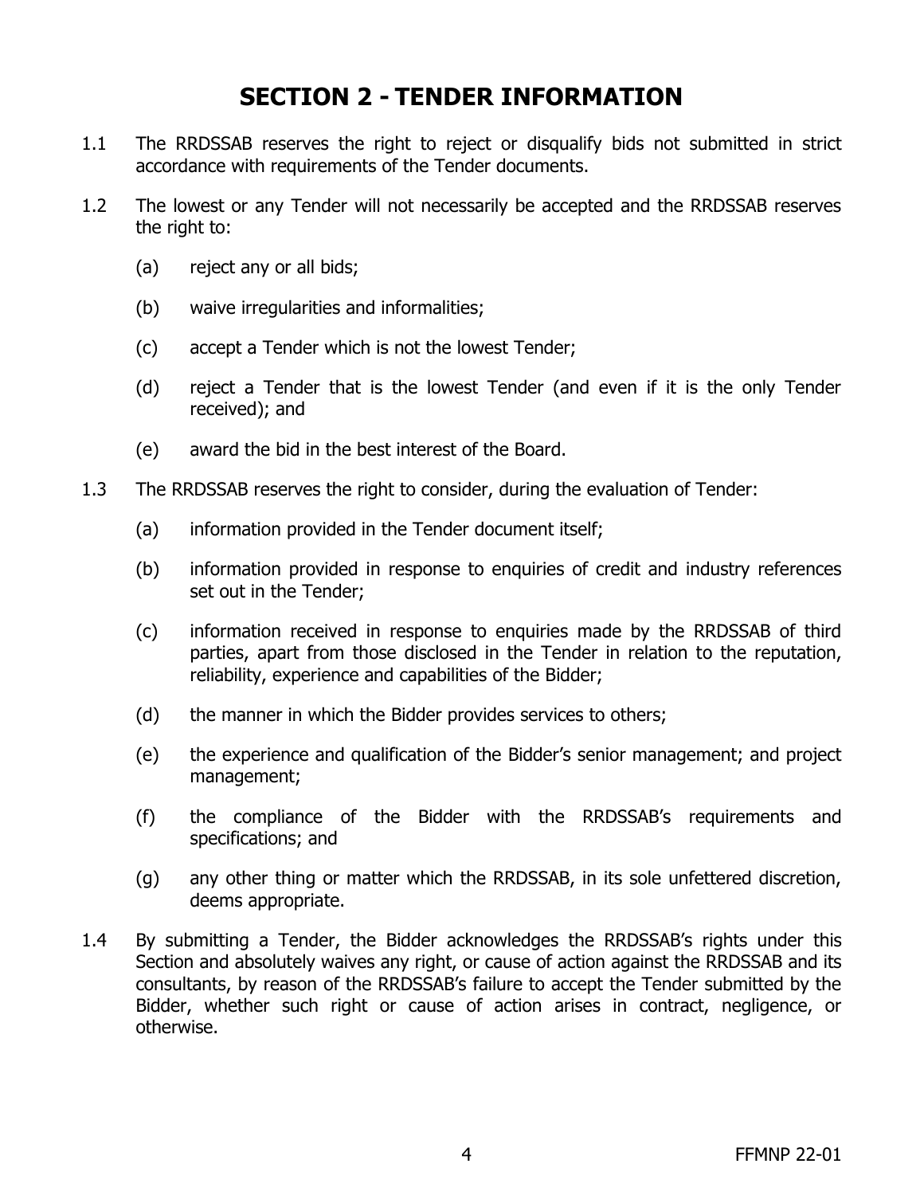# SECTION 2 - TENDER INFORMATION

1.1 The RRDSSAB reserves the right to reject or disqualify bids not submitted in strict accordance with requirements of the Tender documents.

1.2 The lowest or any Tender will not necessarily be accepted and the RRDSSAB reserves the right to:

   (a) reject any or all bids;

   (b) waive irregularities and informalities;

   (c) accept a Tender which is not the lowest Tender;

   (d) reject a Tender that is the lowest Tender (and even if it is the only Tender received); and

   (e) award the bid in the best interest of the Board.

1.3 The RRDSSAB reserves the right to consider, during the evaluation of Tender:

   (a) information provided in the Tender document itself;

   (b) information provided in response to enquiries of credit and industry references set out in the Tender;

   (c) information received in response to enquiries made by the RRDSSAB of third parties, apart from those disclosed in the Tender in relation to the reputation, reliability, experience and capabilities of the Bidder;

   (d) the manner in which the Bidder provides services to others;

   (e) the experience and qualification of the Bidder's senior management; and project management;

   (f) the compliance of the Bidder with the RRDSSAB's requirements and specifications; and

   (g) any other thing or matter which the RRDSSAB, in its sole unfettered discretion, deems appropriate.

1.4 By submitting a Tender, the Bidder acknowledges the RRDSSAB's rights under this Section and absolutely waives any right, or cause of action against the RRDSSAB and its consultants, by reason of the RRDSSAB's failure to accept the Tender submitted by the Bidder, whether such right or cause of action arises in contract, negligence, or otherwise.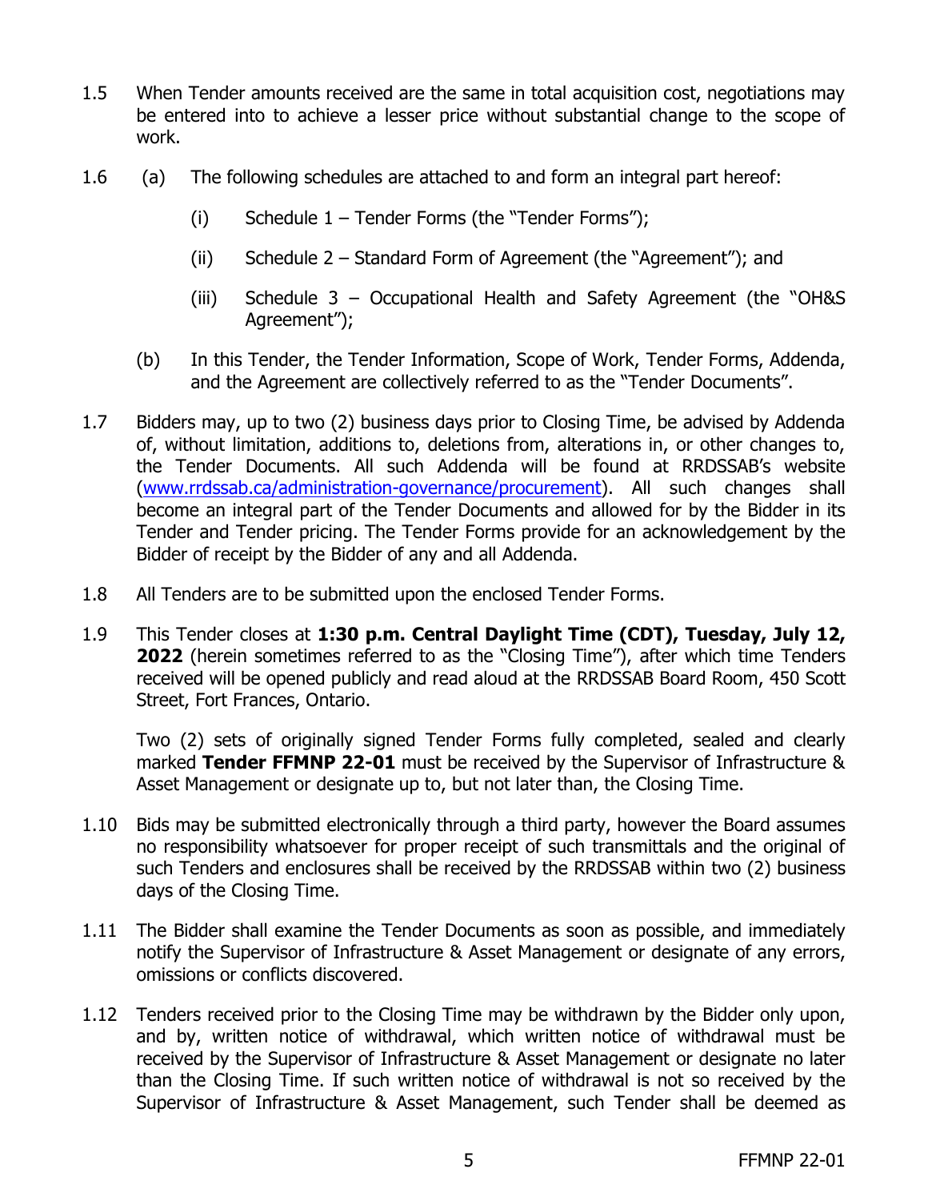1.5 When Tender amounts received are the same in total acquisition cost, negotiations may be entered into to achieve a lesser price without substantial change to the scope of work.

1.6 (a) The following schedules are attached to and form an integral part hereof:

(i) Schedule 1 – Tender Forms (the "Tender Forms");

(ii) Schedule 2 – Standard Form of Agreement (the "Agreement"); and

(iii) Schedule 3 – Occupational Health and Safety Agreement (the "OH&S Agreement");

(b) In this Tender, the Tender Information, Scope of Work, Tender Forms, Addenda, and the Agreement are collectively referred to as the "Tender Documents".

1.7 Bidders may, up to two (2) business days prior to Closing Time, be advised by Addenda of, without limitation, additions to, deletions from, alterations in, or other changes to, the Tender Documents. All such Addenda will be found at RRDSSAB's website (www.rrdssab.ca/administration-governance/procurement). All such changes shall become an integral part of the Tender Documents and allowed for by the Bidder in its Tender and Tender pricing. The Tender Forms provide for an acknowledgement by the Bidder of receipt by the Bidder of any and all Addenda.

1.8 All Tenders are to be submitted upon the enclosed Tender Forms.

1.9 This Tender closes at **1:30 p.m. Central Daylight Time (CDT), Tuesday, July 12, 2022** (herein sometimes referred to as the "Closing Time"), after which time Tenders received will be opened publicly and read aloud at the RRDSSAB Board Room, 450 Scott Street, Fort Frances, Ontario.

Two (2) sets of originally signed Tender Forms fully completed, sealed and clearly marked **Tender FFMNP 22-01** must be received by the Supervisor of Infrastructure & Asset Management or designate up to, but not later than, the Closing Time.

1.10 Bids may be submitted electronically through a third party, however the Board assumes no responsibility whatsoever for proper receipt of such transmittals and the original of such Tenders and enclosures shall be received by the RRDSSAB within two (2) business days of the Closing Time.

1.11 The Bidder shall examine the Tender Documents as soon as possible, and immediately notify the Supervisor of Infrastructure & Asset Management or designate of any errors, omissions or conflicts discovered.

1.12 Tenders received prior to the Closing Time may be withdrawn by the Bidder only upon, and by, written notice of withdrawal, which written notice of withdrawal must be received by the Supervisor of Infrastructure & Asset Management or designate no later than the Closing Time. If such written notice of withdrawal is not so received by the Supervisor of Infrastructure & Asset Management, such Tender shall be deemed as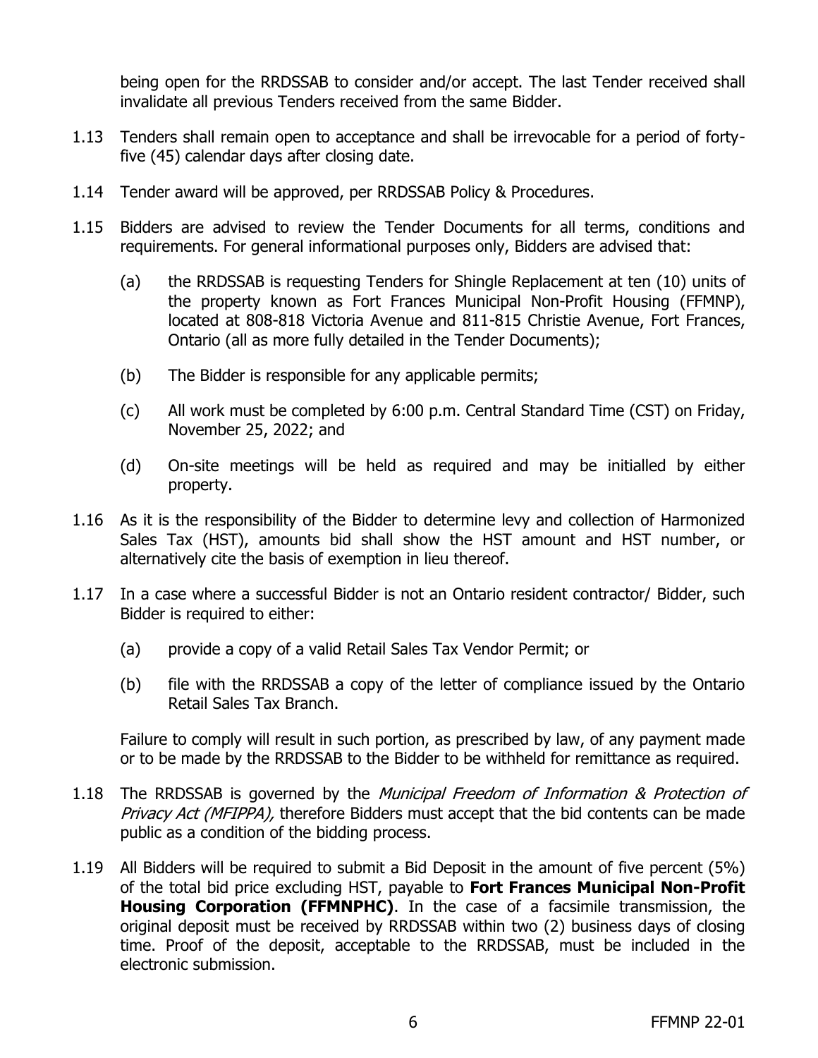being open for the RRDSSAB to consider and/or accept. The last Tender received shall invalidate all previous Tenders received from the same Bidder.

1.13 Tenders shall remain open to acceptance and shall be irrevocable for a period of forty-five (45) calendar days after closing date.

1.14 Tender award will be approved, per RRDSSAB Policy & Procedures.

1.15 Bidders are advised to review the Tender Documents for all terms, conditions and requirements. For general informational purposes only, Bidders are advised that:

(a) the RRDSSAB is requesting Tenders for Shingle Replacement at ten (10) units of the property known as Fort Frances Municipal Non-Profit Housing (FFMNP), located at 808-818 Victoria Avenue and 811-815 Christie Avenue, Fort Frances, Ontario (all as more fully detailed in the Tender Documents);

(b) The Bidder is responsible for any applicable permits;

(c) All work must be completed by 6:00 p.m. Central Standard Time (CST) on Friday, November 25, 2022; and

(d) On-site meetings will be held as required and may be initialled by either property.

1.16 As it is the responsibility of the Bidder to determine levy and collection of Harmonized Sales Tax (HST), amounts bid shall show the HST amount and HST number, or alternatively cite the basis of exemption in lieu thereof.

1.17 In a case where a successful Bidder is not an Ontario resident contractor/ Bidder, such Bidder is required to either:

(a) provide a copy of a valid Retail Sales Tax Vendor Permit; or

(b) file with the RRDSSAB a copy of the letter of compliance issued by the Ontario Retail Sales Tax Branch.

Failure to comply will result in such portion, as prescribed by law, of any payment made or to be made by the RRDSSAB to the Bidder to be withheld for remittance as required.

1.18 The RRDSSAB is governed by the *Municipal Freedom of Information & Protection of Privacy Act (MFIPPA),* therefore Bidders must accept that the bid contents can be made public as a condition of the bidding process.

1.19 All Bidders will be required to submit a Bid Deposit in the amount of five percent (5%) of the total bid price excluding HST, payable to **Fort Frances Municipal Non-Profit Housing Corporation (FFMNPHC)**. In the case of a facsimile transmission, the original deposit must be received by RRDSSAB within two (2) business days of closing time. Proof of the deposit, acceptable to the RRDSSAB, must be included in the electronic submission.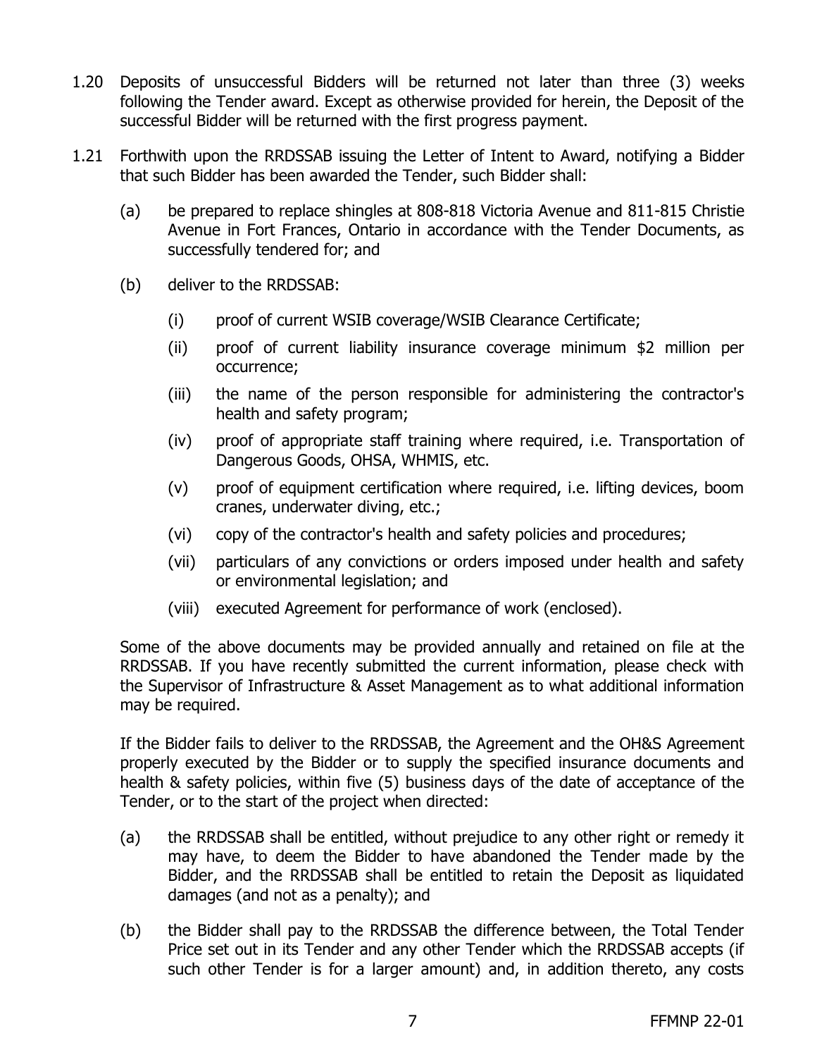1.20 Deposits of unsuccessful Bidders will be returned not later than three (3) weeks following the Tender award. Except as otherwise provided for herein, the Deposit of the successful Bidder will be returned with the first progress payment.

1.21 Forthwith upon the RRDSSAB issuing the Letter of Intent to Award, notifying a Bidder that such Bidder has been awarded the Tender, such Bidder shall:

(a) be prepared to replace shingles at 808-818 Victoria Avenue and 811-815 Christie Avenue in Fort Frances, Ontario in accordance with the Tender Documents, as successfully tendered for; and

(b) deliver to the RRDSSAB:

(i) proof of current WSIB coverage/WSIB Clearance Certificate;

(ii) proof of current liability insurance coverage minimum $2 million per occurrence;

(iii) the name of the person responsible for administering the contractor's health and safety program;

(iv) proof of appropriate staff training where required, i.e. Transportation of Dangerous Goods, OHSA, WHMIS, etc.

(v) proof of equipment certification where required, i.e. lifting devices, boom cranes, underwater diving, etc.;

(vi) copy of the contractor's health and safety policies and procedures;

(vii) particulars of any convictions or orders imposed under health and safety or environmental legislation; and

(viii) executed Agreement for performance of work (enclosed).

Some of the above documents may be provided annually and retained on file at the RRDSSAB. If you have recently submitted the current information, please check with the Supervisor of Infrastructure & Asset Management as to what additional information may be required.

If the Bidder fails to deliver to the RRDSSAB, the Agreement and the OH&S Agreement properly executed by the Bidder or to supply the specified insurance documents and health & safety policies, within five (5) business days of the date of acceptance of the Tender, or to the start of the project when directed:

(a) the RRDSSAB shall be entitled, without prejudice to any other right or remedy it may have, to deem the Bidder to have abandoned the Tender made by the Bidder, and the RRDSSAB shall be entitled to retain the Deposit as liquidated damages (and not as a penalty); and

(b) the Bidder shall pay to the RRDSSAB the difference between, the Total Tender Price set out in its Tender and any other Tender which the RRDSSAB accepts (if such other Tender is for a larger amount) and, in addition thereto, any costs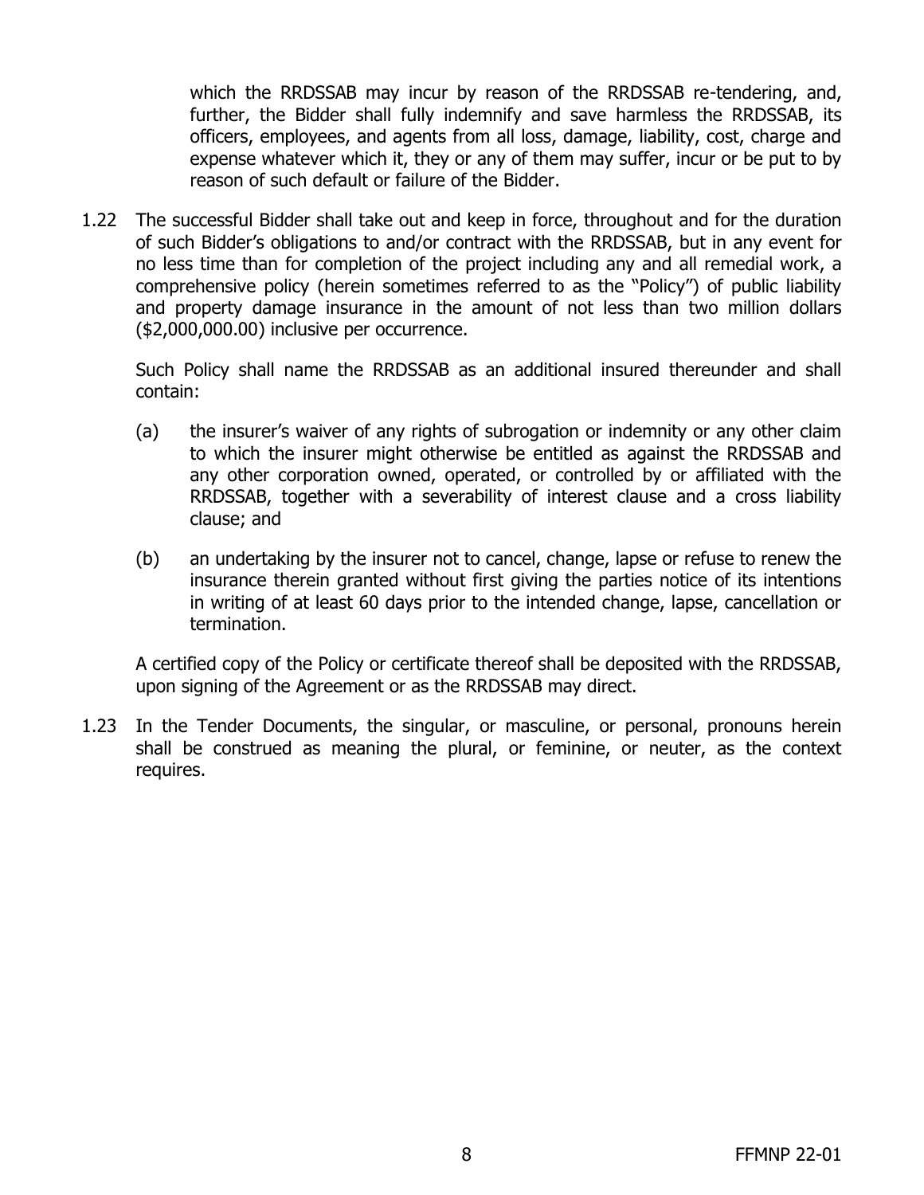which the RRDSSAB may incur by reason of the RRDSSAB re-tendering, and, further, the Bidder shall fully indemnify and save harmless the RRDSSAB, its officers, employees, and agents from all loss, damage, liability, cost, charge and expense whatever which it, they or any of them may suffer, incur or be put to by reason of such default or failure of the Bidder.

1.22 The successful Bidder shall take out and keep in force, throughout and for the duration of such Bidder's obligations to and/or contract with the RRDSSAB, but in any event for no less time than for completion of the project including any and all remedial work, a comprehensive policy (herein sometimes referred to as the "Policy") of public liability and property damage insurance in the amount of not less than two million dollars ($2,000,000.00) inclusive per occurrence.

Such Policy shall name the RRDSSAB as an additional insured thereunder and shall contain:

(a) the insurer's waiver of any rights of subrogation or indemnity or any other claim to which the insurer might otherwise be entitled as against the RRDSSAB and any other corporation owned, operated, or controlled by or affiliated with the RRDSSAB, together with a severability of interest clause and a cross liability clause; and

(b) an undertaking by the insurer not to cancel, change, lapse or refuse to renew the insurance therein granted without first giving the parties notice of its intentions in writing of at least 60 days prior to the intended change, lapse, cancellation or termination.

A certified copy of the Policy or certificate thereof shall be deposited with the RRDSSAB, upon signing of the Agreement or as the RRDSSAB may direct.

1.23 In the Tender Documents, the singular, or masculine, or personal, pronouns herein shall be construed as meaning the plural, or feminine, or neuter, as the context requires.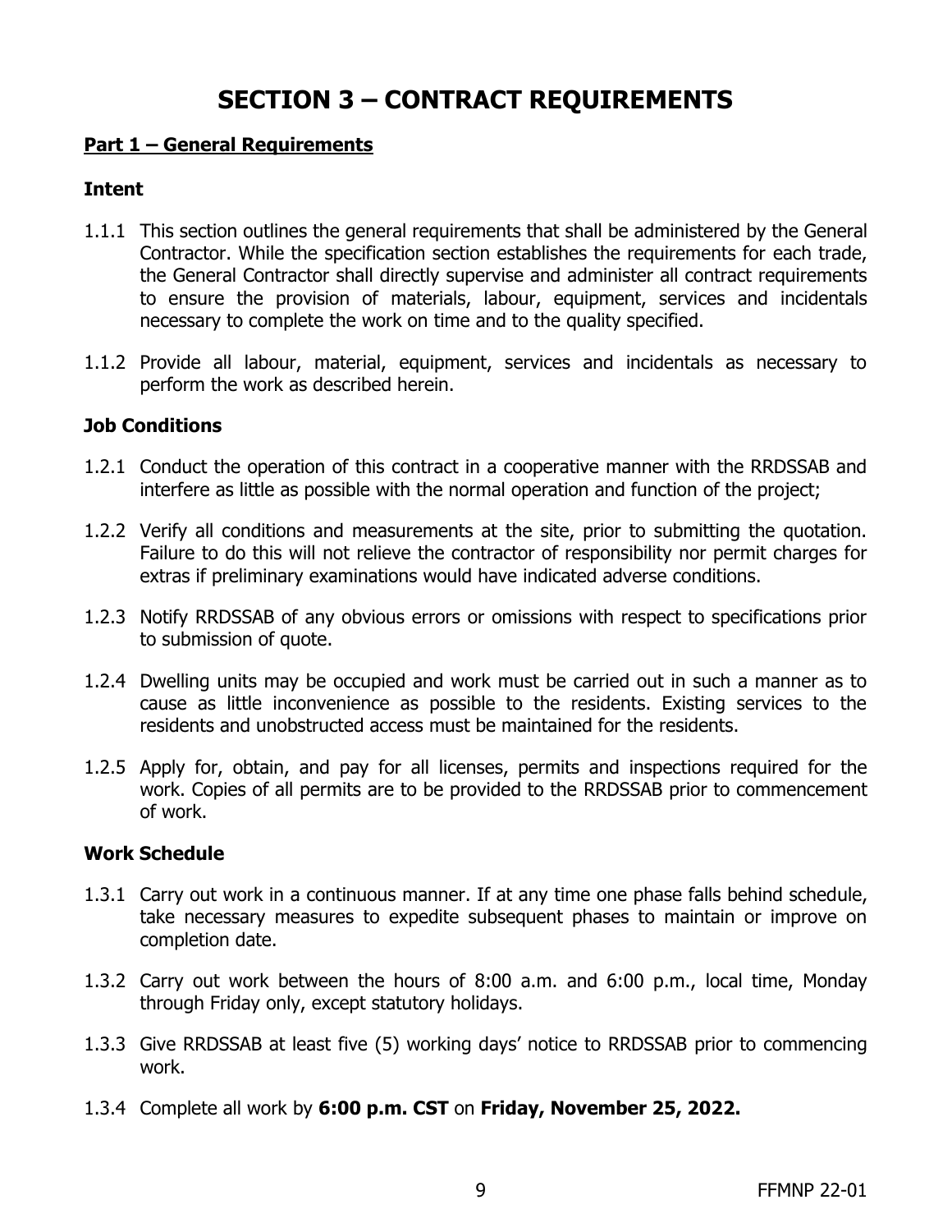# SECTION 3 – CONTRACT REQUIREMENTS

## Part 1 – General Requirements

### Intent

1.1.1 This section outlines the general requirements that shall be administered by the General Contractor. While the specification section establishes the requirements for each trade, the General Contractor shall directly supervise and administer all contract requirements to ensure the provision of materials, labour, equipment, services and incidentals necessary to complete the work on time and to the quality specified.

1.1.2 Provide all labour, material, equipment, services and incidentals as necessary to perform the work as described herein.

### Job Conditions

1.2.1 Conduct the operation of this contract in a cooperative manner with the RRDSSAB and interfere as little as possible with the normal operation and function of the project;

1.2.2 Verify all conditions and measurements at the site, prior to submitting the quotation. Failure to do this will not relieve the contractor of responsibility nor permit charges for extras if preliminary examinations would have indicated adverse conditions.

1.2.3 Notify RRDSSAB of any obvious errors or omissions with respect to specifications prior to submission of quote.

1.2.4 Dwelling units may be occupied and work must be carried out in such a manner as to cause as little inconvenience as possible to the residents. Existing services to the residents and unobstructed access must be maintained for the residents.

1.2.5 Apply for, obtain, and pay for all licenses, permits and inspections required for the work. Copies of all permits are to be provided to the RRDSSAB prior to commencement of work.

### Work Schedule

1.3.1 Carry out work in a continuous manner. If at any time one phase falls behind schedule, take necessary measures to expedite subsequent phases to maintain or improve on completion date.

1.3.2 Carry out work between the hours of 8:00 a.m. and 6:00 p.m., local time, Monday through Friday only, except statutory holidays.

1.3.3 Give RRDSSAB at least five (5) working days' notice to RRDSSAB prior to commencing work.

1.3.4 Complete all work by **6:00 p.m. CST** on **Friday, November 25, 2022.**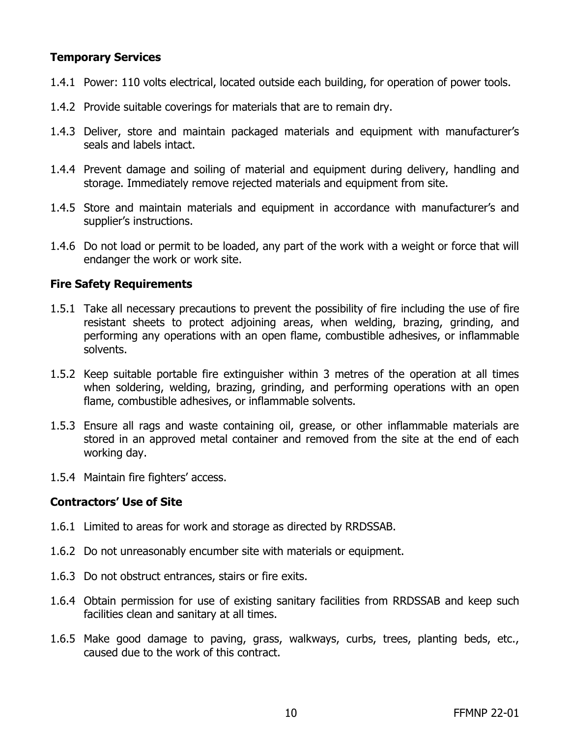### Temporary Services

1.4.1 Power: 110 volts electrical, located outside each building, for operation of power tools.

1.4.2 Provide suitable coverings for materials that are to remain dry.

1.4.3 Deliver, store and maintain packaged materials and equipment with manufacturer's seals and labels intact.

1.4.4 Prevent damage and soiling of material and equipment during delivery, handling and storage. Immediately remove rejected materials and equipment from site.

1.4.5 Store and maintain materials and equipment in accordance with manufacturer's and supplier's instructions.

1.4.6 Do not load or permit to be loaded, any part of the work with a weight or force that will endanger the work or work site.

### Fire Safety Requirements

1.5.1 Take all necessary precautions to prevent the possibility of fire including the use of fire resistant sheets to protect adjoining areas, when welding, brazing, grinding, and performing any operations with an open flame, combustible adhesives, or inflammable solvents.

1.5.2 Keep suitable portable fire extinguisher within 3 metres of the operation at all times when soldering, welding, brazing, grinding, and performing operations with an open flame, combustible adhesives, or inflammable solvents.

1.5.3 Ensure all rags and waste containing oil, grease, or other inflammable materials are stored in an approved metal container and removed from the site at the end of each working day.

1.5.4 Maintain fire fighters' access.

### Contractors' Use of Site

1.6.1 Limited to areas for work and storage as directed by RRDSSAB.

1.6.2 Do not unreasonably encumber site with materials or equipment.

1.6.3 Do not obstruct entrances, stairs or fire exits.

1.6.4 Obtain permission for use of existing sanitary facilities from RRDSSAB and keep such facilities clean and sanitary at all times.

1.6.5 Make good damage to paving, grass, walkways, curbs, trees, planting beds, etc., caused due to the work of this contract.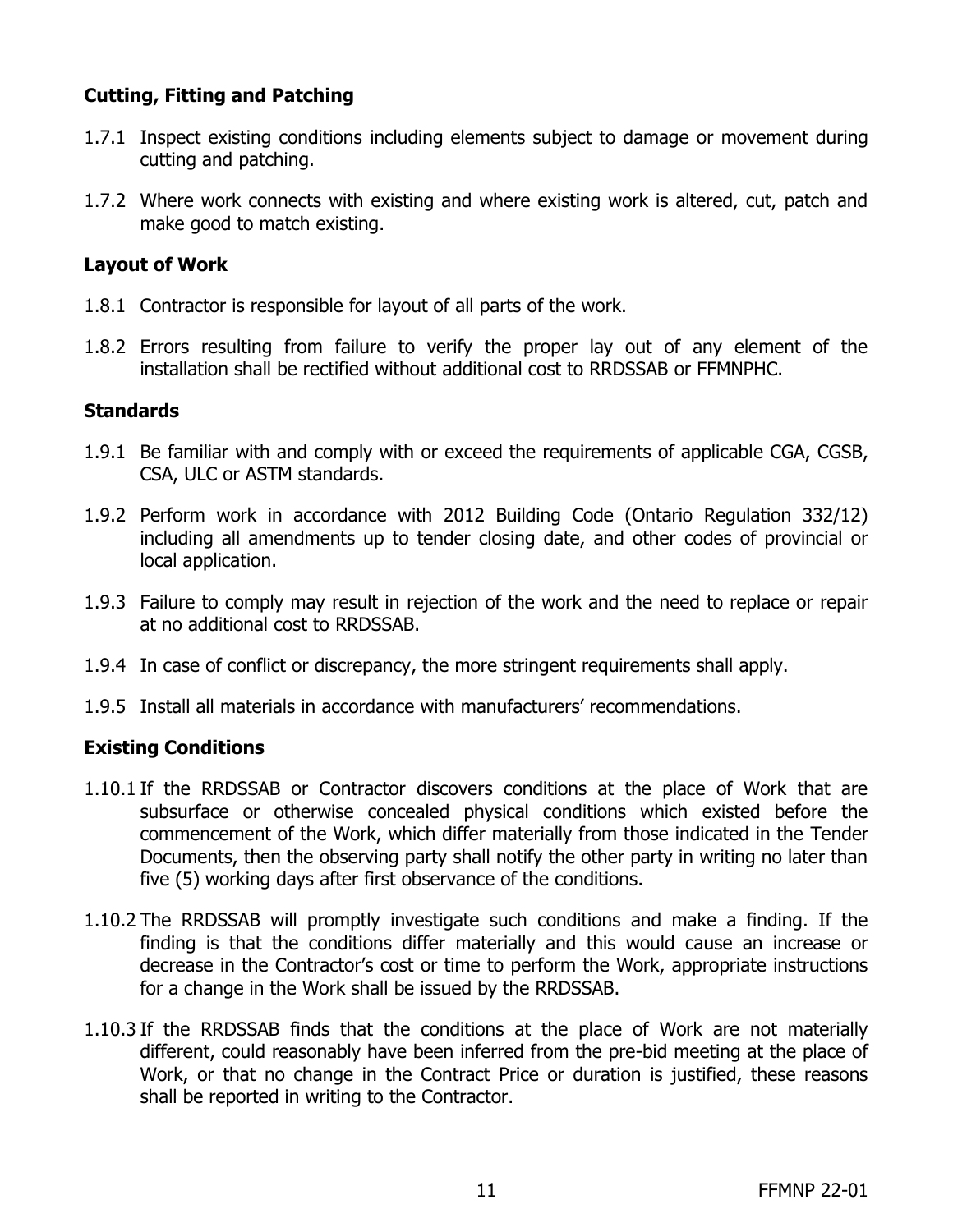### Cutting, Fitting and Patching

1.7.1 Inspect existing conditions including elements subject to damage or movement during cutting and patching.

1.7.2 Where work connects with existing and where existing work is altered, cut, patch and make good to match existing.

### Layout of Work

1.8.1 Contractor is responsible for layout of all parts of the work.

1.8.2 Errors resulting from failure to verify the proper lay out of any element of the installation shall be rectified without additional cost to RRDSSAB or FFMNPHC.

### Standards

1.9.1 Be familiar with and comply with or exceed the requirements of applicable CGA, CGSB, CSA, ULC or ASTM standards.

1.9.2 Perform work in accordance with 2012 Building Code (Ontario Regulation 332/12) including all amendments up to tender closing date, and other codes of provincial or local application.

1.9.3 Failure to comply may result in rejection of the work and the need to replace or repair at no additional cost to RRDSSAB.

1.9.4 In case of conflict or discrepancy, the more stringent requirements shall apply.

1.9.5 Install all materials in accordance with manufacturers' recommendations.

### Existing Conditions

1.10.1 If the RRDSSAB or Contractor discovers conditions at the place of Work that are subsurface or otherwise concealed physical conditions which existed before the commencement of the Work, which differ materially from those indicated in the Tender Documents, then the observing party shall notify the other party in writing no later than five (5) working days after first observance of the conditions.

1.10.2 The RRDSSAB will promptly investigate such conditions and make a finding. If the finding is that the conditions differ materially and this would cause an increase or decrease in the Contractor's cost or time to perform the Work, appropriate instructions for a change in the Work shall be issued by the RRDSSAB.

1.10.3 If the RRDSSAB finds that the conditions at the place of Work are not materially different, could reasonably have been inferred from the pre-bid meeting at the place of Work, or that no change in the Contract Price or duration is justified, these reasons shall be reported in writing to the Contractor.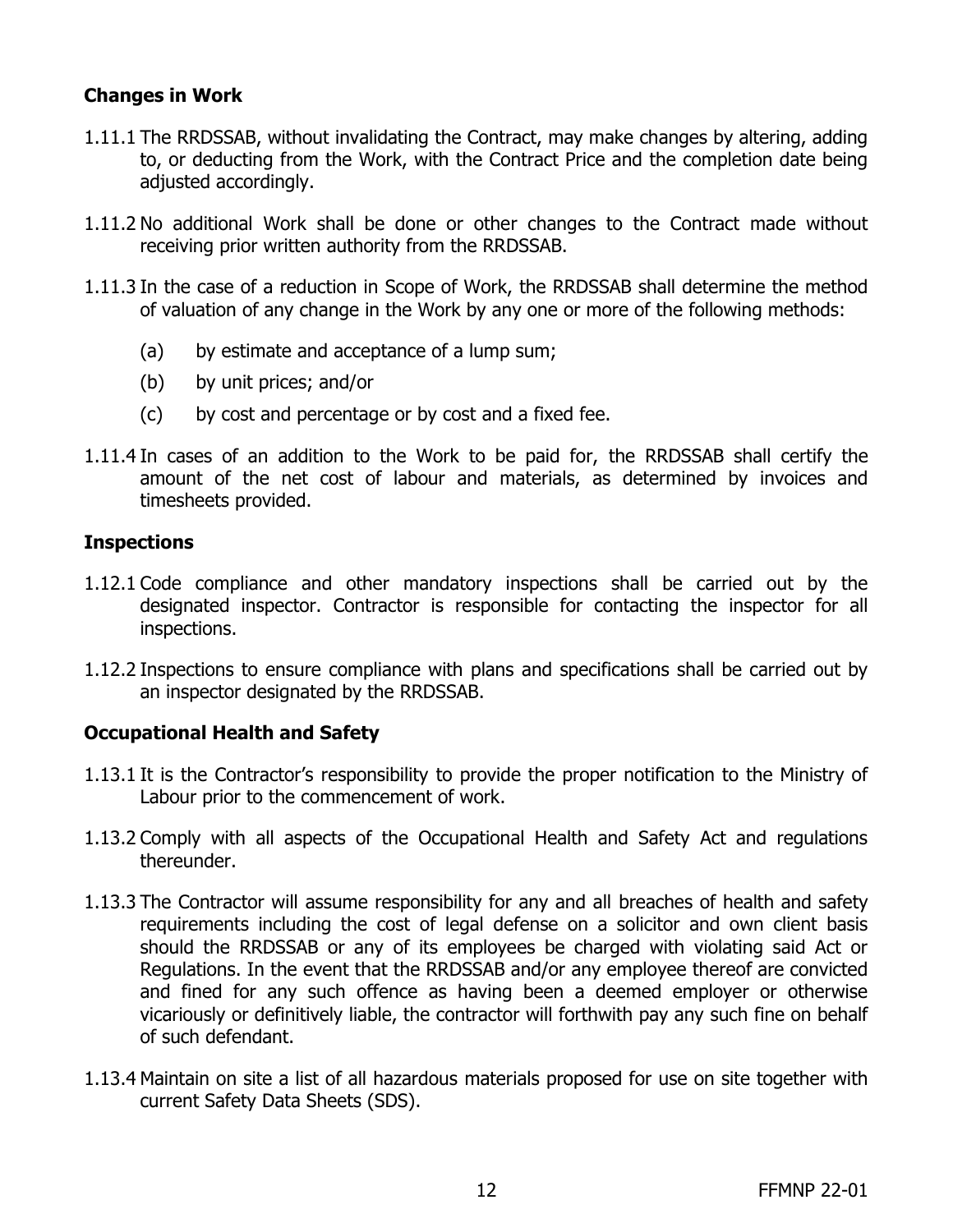### Changes in Work

1.11.1 The RRDSSAB, without invalidating the Contract, may make changes by altering, adding to, or deducting from the Work, with the Contract Price and the completion date being adjusted accordingly.

1.11.2 No additional Work shall be done or other changes to the Contract made without receiving prior written authority from the RRDSSAB.

1.11.3 In the case of a reduction in Scope of Work, the RRDSSAB shall determine the method of valuation of any change in the Work by any one or more of the following methods:

(a) by estimate and acceptance of a lump sum;

(b) by unit prices; and/or

(c) by cost and percentage or by cost and a fixed fee.

1.11.4 In cases of an addition to the Work to be paid for, the RRDSSAB shall certify the amount of the net cost of labour and materials, as determined by invoices and timesheets provided.

### Inspections

1.12.1 Code compliance and other mandatory inspections shall be carried out by the designated inspector. Contractor is responsible for contacting the inspector for all inspections.

1.12.2 Inspections to ensure compliance with plans and specifications shall be carried out by an inspector designated by the RRDSSAB.

### Occupational Health and Safety

1.13.1 It is the Contractor's responsibility to provide the proper notification to the Ministry of Labour prior to the commencement of work.

1.13.2 Comply with all aspects of the Occupational Health and Safety Act and regulations thereunder.

1.13.3 The Contractor will assume responsibility for any and all breaches of health and safety requirements including the cost of legal defense on a solicitor and own client basis should the RRDSSAB or any of its employees be charged with violating said Act or Regulations. In the event that the RRDSSAB and/or any employee thereof are convicted and fined for any such offence as having been a deemed employer or otherwise vicariously or definitively liable, the contractor will forthwith pay any such fine on behalf of such defendant.

1.13.4 Maintain on site a list of all hazardous materials proposed for use on site together with current Safety Data Sheets (SDS).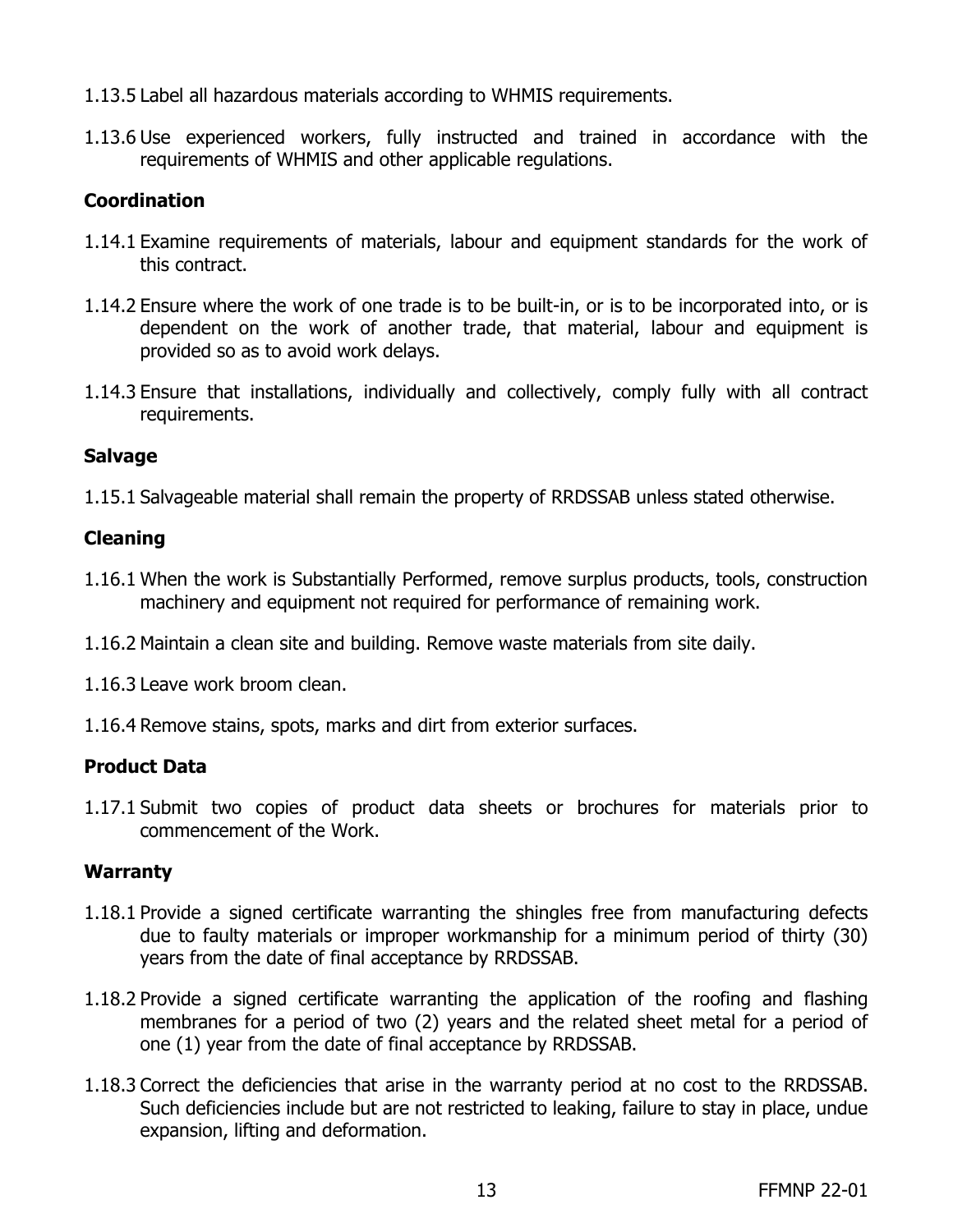1.13.5 Label all hazardous materials according to WHMIS requirements.

1.13.6 Use experienced workers, fully instructed and trained in accordance with the requirements of WHMIS and other applicable regulations.

**Coordination**

1.14.1 Examine requirements of materials, labour and equipment standards for the work of this contract.

1.14.2 Ensure where the work of one trade is to be built-in, or is to be incorporated into, or is dependent on the work of another trade, that material, labour and equipment is provided so as to avoid work delays.

1.14.3 Ensure that installations, individually and collectively, comply fully with all contract requirements.

**Salvage**

1.15.1 Salvageable material shall remain the property of RRDSSAB unless stated otherwise.

**Cleaning**

1.16.1 When the work is Substantially Performed, remove surplus products, tools, construction machinery and equipment not required for performance of remaining work.

1.16.2 Maintain a clean site and building. Remove waste materials from site daily.

1.16.3 Leave work broom clean.

1.16.4 Remove stains, spots, marks and dirt from exterior surfaces.

**Product Data**

1.17.1 Submit two copies of product data sheets or brochures for materials prior to commencement of the Work.

**Warranty**

1.18.1 Provide a signed certificate warranting the shingles free from manufacturing defects due to faulty materials or improper workmanship for a minimum period of thirty (30) years from the date of final acceptance by RRDSSAB.

1.18.2 Provide a signed certificate warranting the application of the roofing and flashing membranes for a period of two (2) years and the related sheet metal for a period of one (1) year from the date of final acceptance by RRDSSAB.

1.18.3 Correct the deficiencies that arise in the warranty period at no cost to the RRDSSAB. Such deficiencies include but are not restricted to leaking, failure to stay in place, undue expansion, lifting and deformation.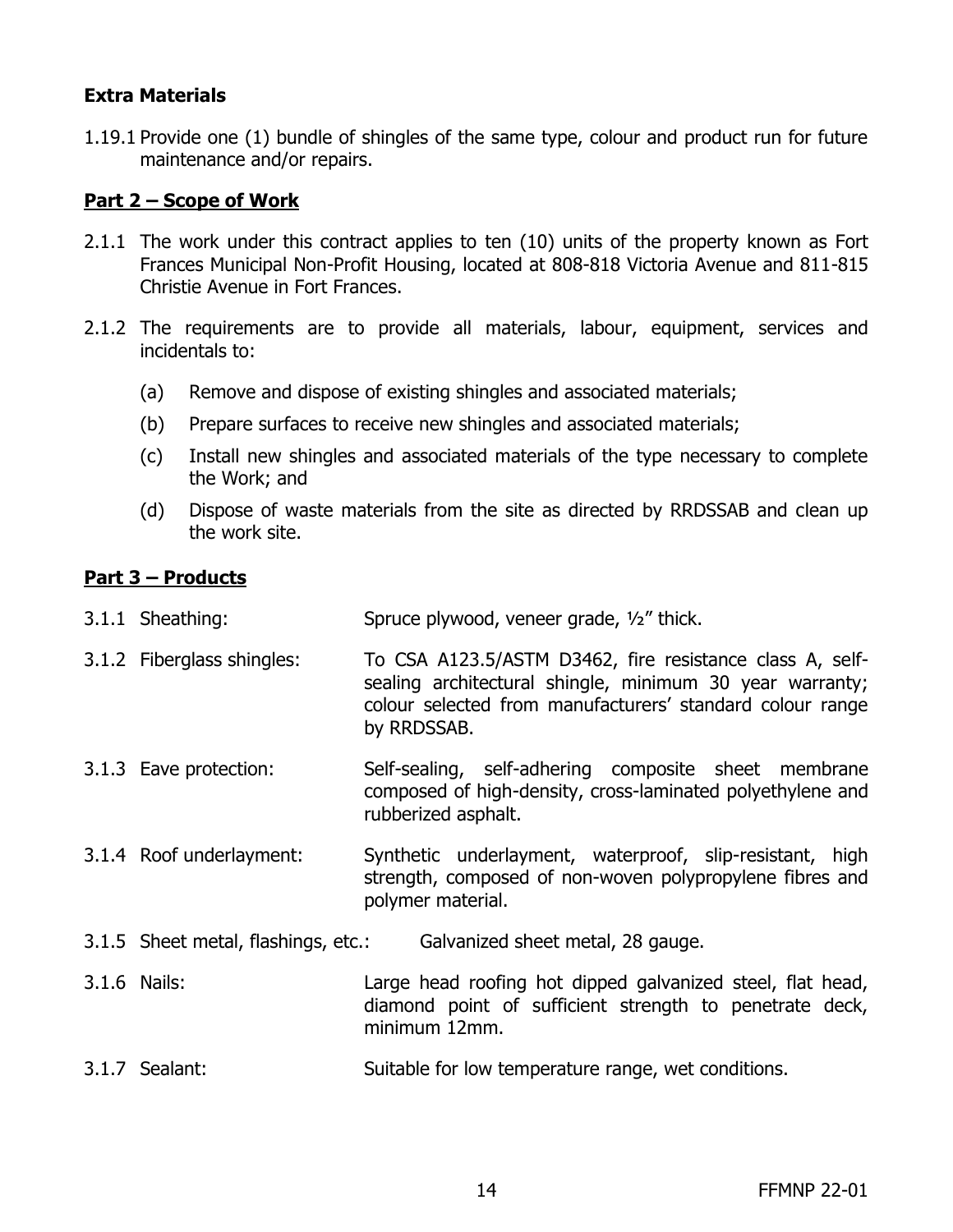**Extra Materials**

1.19.1 Provide one (1) bundle of shingles of the same type, colour and product run for future maintenance and/or repairs.

## Part 2 – Scope of Work

2.1.1 The work under this contract applies to ten (10) units of the property known as Fort Frances Municipal Non-Profit Housing, located at 808-818 Victoria Avenue and 811-815 Christie Avenue in Fort Frances.

2.1.2 The requirements are to provide all materials, labour, equipment, services and incidentals to:

- (a) Remove and dispose of existing shingles and associated materials;
- (b) Prepare surfaces to receive new shingles and associated materials;
- (c) Install new shingles and associated materials of the type necessary to complete the Work; and
- (d) Dispose of waste materials from the site as directed by RRDSSAB and clean up the work site.

## Part 3 – Products

3.1.1 Sheathing: Spruce plywood, veneer grade, ½" thick.

3.1.2 Fiberglass shingles: To CSA A123.5/ASTM D3462, fire resistance class A, self-sealing architectural shingle, minimum 30 year warranty; colour selected from manufacturers' standard colour range by RRDSSAB.

3.1.3 Eave protection: Self-sealing, self-adhering composite sheet membrane composed of high-density, cross-laminated polyethylene and rubberized asphalt.

3.1.4 Roof underlayment: Synthetic underlayment, waterproof, slip-resistant, high strength, composed of non-woven polypropylene fibres and polymer material.

3.1.5 Sheet metal, flashings, etc.: Galvanized sheet metal, 28 gauge.

3.1.6 Nails: Large head roofing hot dipped galvanized steel, flat head, diamond point of sufficient strength to penetrate deck, minimum 12mm.

3.1.7 Sealant: Suitable for low temperature range, wet conditions.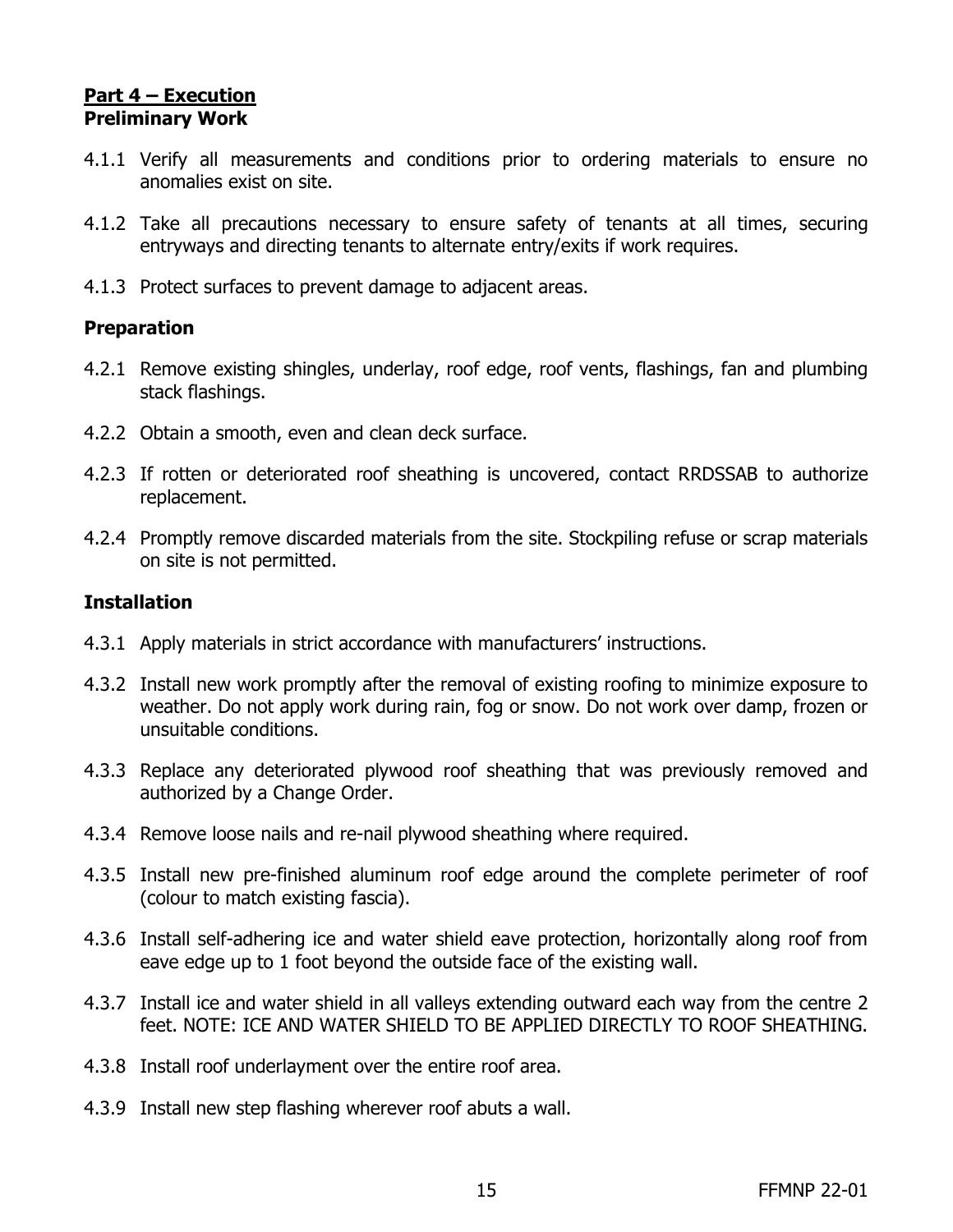## Part 4 – Execution

### Preliminary Work

4.1.1 Verify all measurements and conditions prior to ordering materials to ensure no anomalies exist on site.

4.1.2 Take all precautions necessary to ensure safety of tenants at all times, securing entryways and directing tenants to alternate entry/exits if work requires.

4.1.3 Protect surfaces to prevent damage to adjacent areas.

### Preparation

4.2.1 Remove existing shingles, underlay, roof edge, roof vents, flashings, fan and plumbing stack flashings.

4.2.2 Obtain a smooth, even and clean deck surface.

4.2.3 If rotten or deteriorated roof sheathing is uncovered, contact RRDSSAB to authorize replacement.

4.2.4 Promptly remove discarded materials from the site. Stockpiling refuse or scrap materials on site is not permitted.

### Installation

4.3.1 Apply materials in strict accordance with manufacturers' instructions.

4.3.2 Install new work promptly after the removal of existing roofing to minimize exposure to weather. Do not apply work during rain, fog or snow. Do not work over damp, frozen or unsuitable conditions.

4.3.3 Replace any deteriorated plywood roof sheathing that was previously removed and authorized by a Change Order.

4.3.4 Remove loose nails and re-nail plywood sheathing where required.

4.3.5 Install new pre-finished aluminum roof edge around the complete perimeter of roof (colour to match existing fascia).

4.3.6 Install self-adhering ice and water shield eave protection, horizontally along roof from eave edge up to 1 foot beyond the outside face of the existing wall.

4.3.7 Install ice and water shield in all valleys extending outward each way from the centre 2 feet. NOTE: ICE AND WATER SHIELD TO BE APPLIED DIRECTLY TO ROOF SHEATHING.

4.3.8 Install roof underlayment over the entire roof area.

4.3.9 Install new step flashing wherever roof abuts a wall.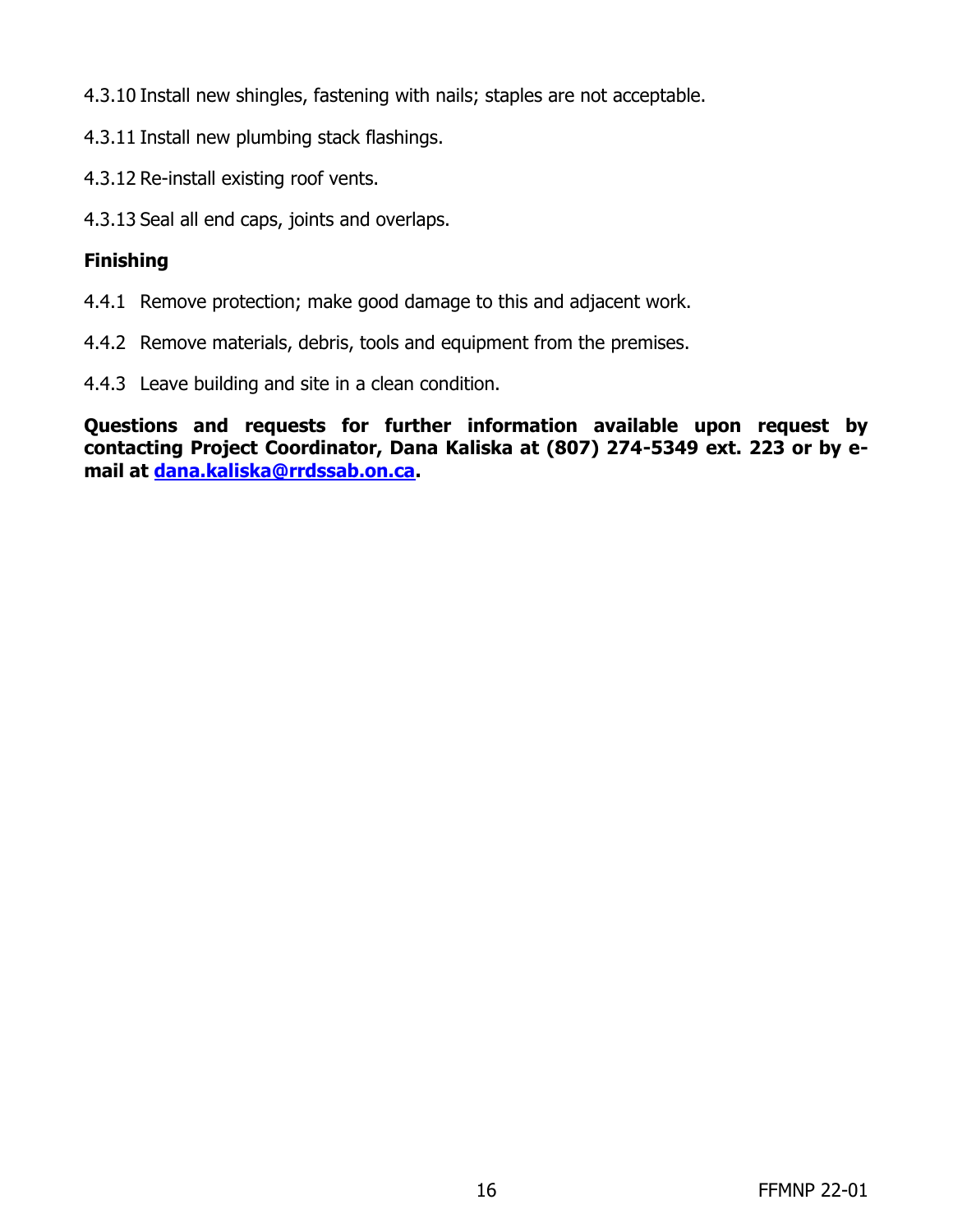4.3.10 Install new shingles, fastening with nails; staples are not acceptable.

4.3.11 Install new plumbing stack flashings.

4.3.12 Re-install existing roof vents.

4.3.13 Seal all end caps, joints and overlaps.

**Finishing**

4.4.1 Remove protection; make good damage to this and adjacent work.

4.4.2 Remove materials, debris, tools and equipment from the premises.

4.4.3 Leave building and site in a clean condition.

**Questions and requests for further information available upon request by contacting Project Coordinator, Dana Kaliska at (807) 274-5349 ext. 223 or by e-mail at [dana.kaliska@rrdssab.on.ca](mailto:dana.kaliska@rrdssab.on.ca).**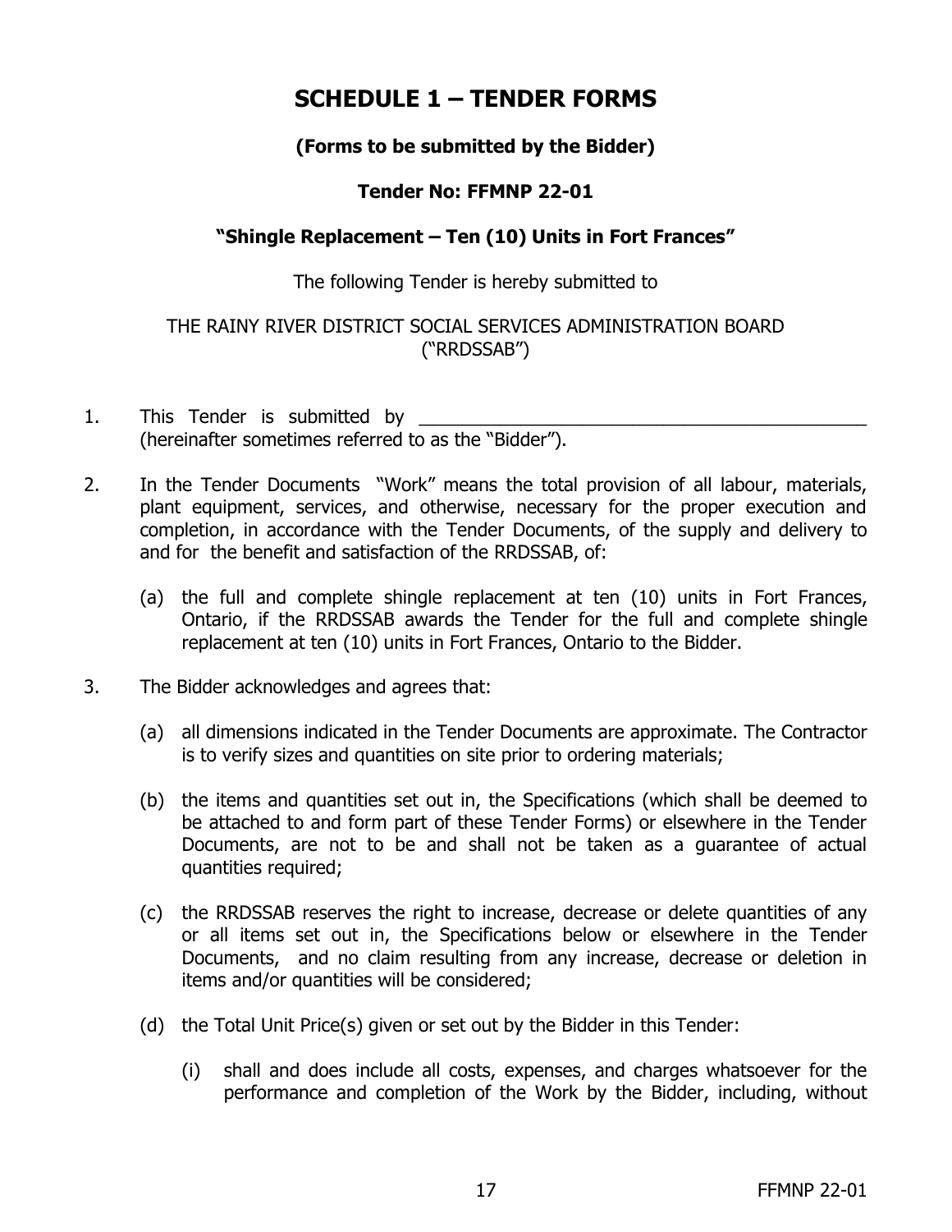# SCHEDULE 1 – TENDER FORMS

**(Forms to be submitted by the Bidder)**

**Tender No: FFMNP 22-01**

**"Shingle Replacement – Ten (10) Units in Fort Frances"**

The following Tender is hereby submitted to

THE RAINY RIVER DISTRICT SOCIAL SERVICES ADMINISTRATION BOARD ("RRDSSAB")

1. This Tender is submitted by \_\_\_\_\_\_\_\_\_\_\_\_\_\_\_\_\_\_\_\_\_\_\_\_\_\_\_\_\_\_\_\_\_\_\_\_\_\_\_\_\_\_\_\_ (hereinafter sometimes referred to as the "Bidder").

2. In the Tender Documents "Work" means the total provision of all labour, materials, plant equipment, services, and otherwise, necessary for the proper execution and completion, in accordance with the Tender Documents, of the supply and delivery to and for the benefit and satisfaction of the RRDSSAB, of:

   (a) the full and complete shingle replacement at ten (10) units in Fort Frances, Ontario, if the RRDSSAB awards the Tender for the full and complete shingle replacement at ten (10) units in Fort Frances, Ontario to the Bidder.

3. The Bidder acknowledges and agrees that:

   (a) all dimensions indicated in the Tender Documents are approximate. The Contractor is to verify sizes and quantities on site prior to ordering materials;

   (b) the items and quantities set out in, the Specifications (which shall be deemed to be attached to and form part of these Tender Forms) or elsewhere in the Tender Documents, are not to be and shall not be taken as a guarantee of actual quantities required;

   (c) the RRDSSAB reserves the right to increase, decrease or delete quantities of any or all items set out in, the Specifications below or elsewhere in the Tender Documents, and no claim resulting from any increase, decrease or deletion in items and/or quantities will be considered;

   (d) the Total Unit Price(s) given or set out by the Bidder in this Tender:

      (i) shall and does include all costs, expenses, and charges whatsoever for the performance and completion of the Work by the Bidder, including, without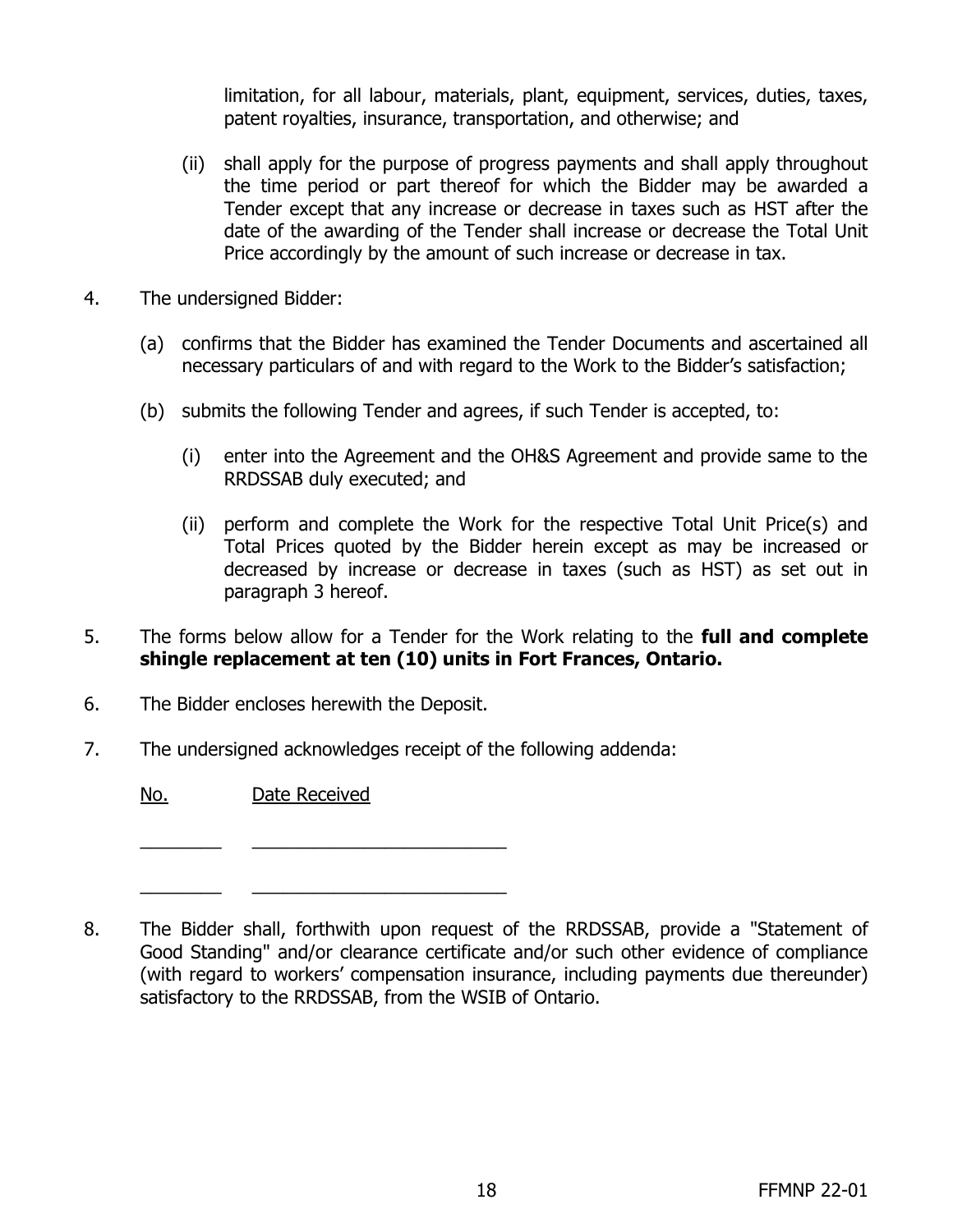limitation, for all labour, materials, plant, equipment, services, duties, taxes, patent royalties, insurance, transportation, and otherwise; and

(ii) shall apply for the purpose of progress payments and shall apply throughout the time period or part thereof for which the Bidder may be awarded a Tender except that any increase or decrease in taxes such as HST after the date of the awarding of the Tender shall increase or decrease the Total Unit Price accordingly by the amount of such increase or decrease in tax.

4. The undersigned Bidder:

   (a) confirms that the Bidder has examined the Tender Documents and ascertained all necessary particulars of and with regard to the Work to the Bidder's satisfaction;

   (b) submits the following Tender and agrees, if such Tender is accepted, to:

      (i) enter into the Agreement and the OH&S Agreement and provide same to the RRDSSAB duly executed; and

      (ii) perform and complete the Work for the respective Total Unit Price(s) and Total Prices quoted by the Bidder herein except as may be increased or decreased by increase or decrease in taxes (such as HST) as set out in paragraph 3 hereof.

5. The forms below allow for a Tender for the Work relating to the **full and complete shingle replacement at ten (10) units in Fort Frances, Ontario.**

6. The Bidder encloses herewith the Deposit.

7. The undersigned acknowledges receipt of the following addenda:

| No. | Date Received |
|---|---|
| ________ | _________________________ |
| ________ | _________________________ |

8. The Bidder shall, forthwith upon request of the RRDSSAB, provide a "Statement of Good Standing" and/or clearance certificate and/or such other evidence of compliance (with regard to workers' compensation insurance, including payments due thereunder) satisfactory to the RRDSSAB, from the WSIB of Ontario.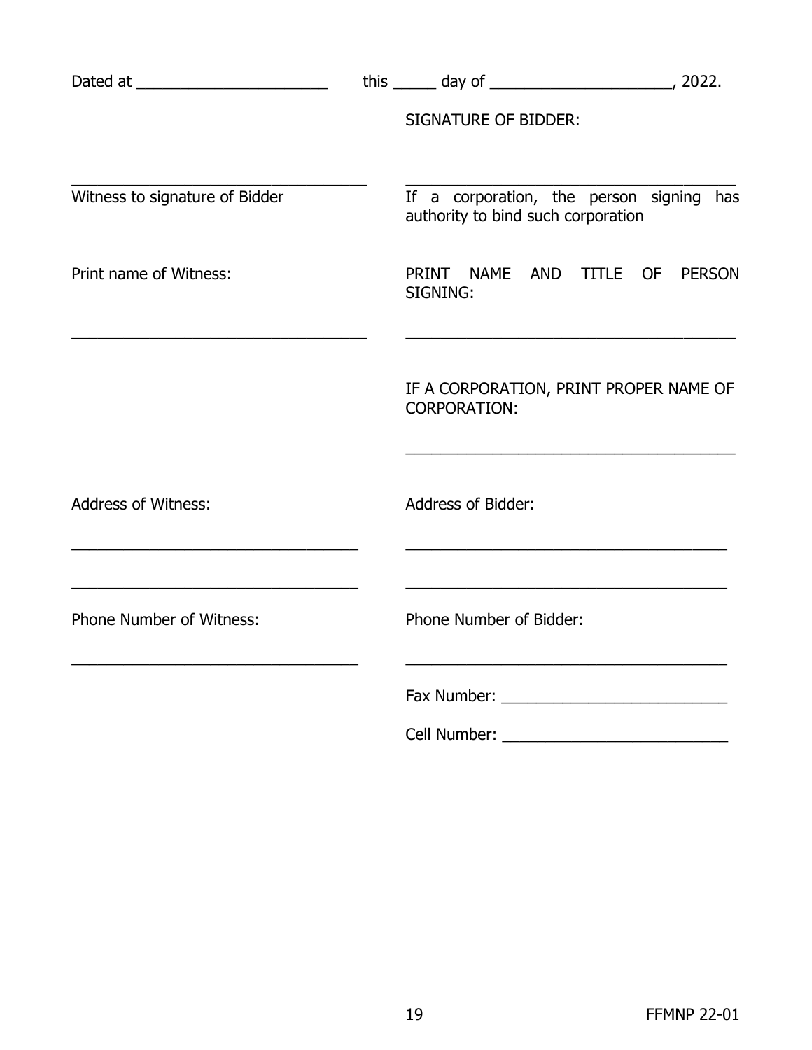Dated at ______________________ this _____ day of _____________________, 2022.

SIGNATURE OF BIDDER:

| | |
|---|---|
| ___________________________________ | ___________________________________ |
| Witness to signature of Bidder | If a corporation, the person signing has authority to bind such corporation |
| Print name of Witness: | PRINT NAME AND TITLE OF PERSON SIGNING: |
| ___________________________________ | ___________________________________ |
| | IF A CORPORATION, PRINT PROPER NAME OF CORPORATION: |
| | ___________________________________ |
| Address of Witness: | Address of Bidder: |
| ___________________________________ | ___________________________________ |
| ___________________________________ | ___________________________________ |
| Phone Number of Witness: | Phone Number of Bidder: |
| ___________________________________ | ___________________________________ |
| | Fax Number: __________________________ |
| | Cell Number: __________________________ |

FFMNP 22-01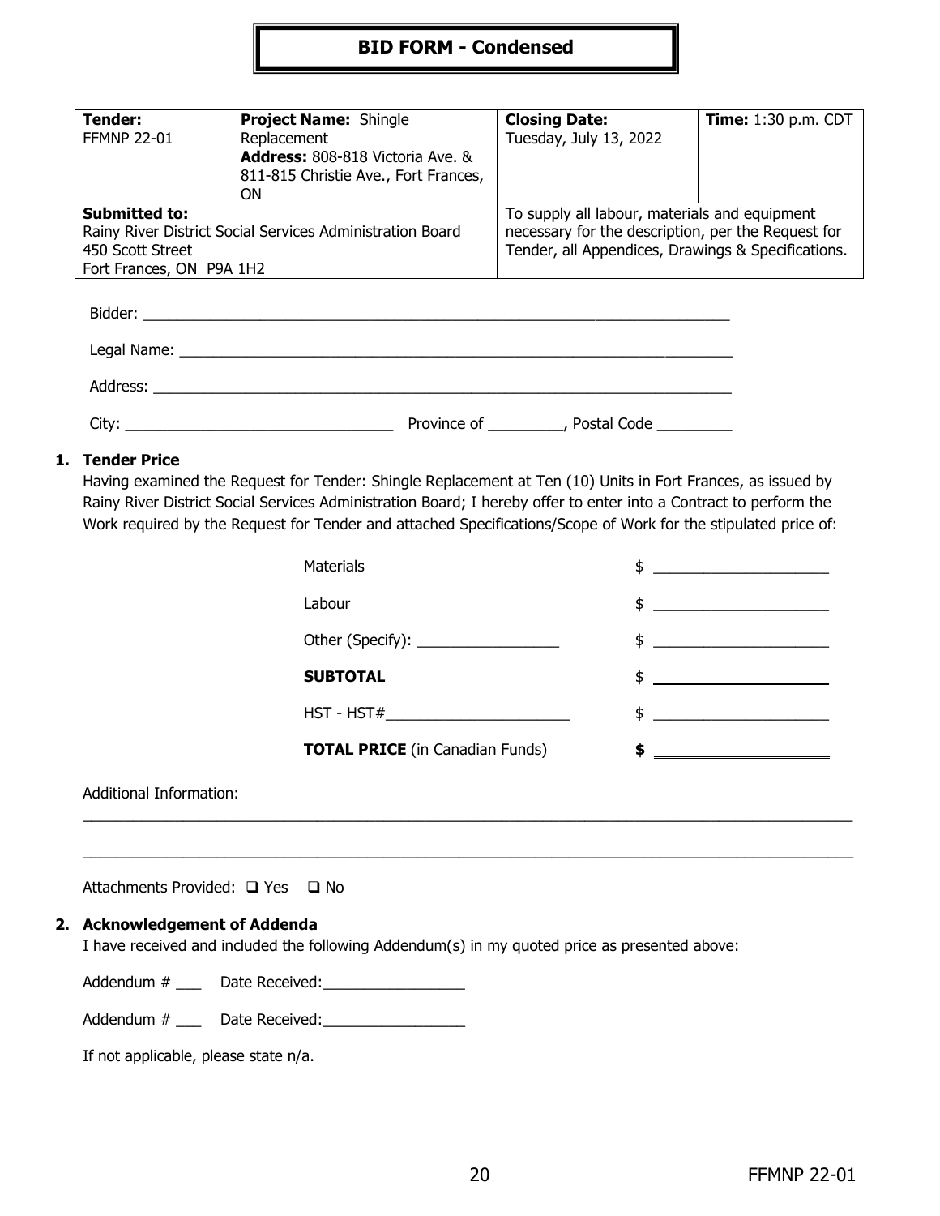# BID FORM - Condensed

| | | | |
|---|---|---|---|
| **Tender:** FFMNP 22-01 | **Project Name:** Shingle Replacement **Address:** 808-818 Victoria Ave. & 811-815 Christie Ave., Fort Frances, ON | **Closing Date:** Tuesday, July 13, 2022 | **Time:** 1:30 p.m. CDT |
| **Submitted to:** Rainy River District Social Services Administration Board 450 Scott Street Fort Frances, ON P9A 1H2 | | To supply all labour, materials and equipment necessary for the description, per the Request for Tender, all Appendices, Drawings & Specifications. | |

Bidder: ___________________________________________________________________________

Legal Name: ________________________________________________________________________

Address: __________________________________________________________________________

City: _________________________________ Province of _________, Postal Code _________

## 1. Tender Price

Having examined the Request for Tender: Shingle Replacement at Ten (10) Units in Fort Frances, as issued by Rainy River District Social Services Administration Board; I hereby offer to enter into a Contract to perform the Work required by the Request for Tender and attached Specifications/Scope of Work for the stipulated price of:

| | |
|---|---|
| Materials | $ _____________________ |
| Labour | $ _____________________ |
| Other (Specify): _________________ | $ _____________________ |
| **SUBTOTAL** | $ _____________________ |
| HST - HST#______________________ | $ _____________________ |
| **TOTAL PRICE** (in Canadian Funds) | **$** _____________________ |

Additional Information:

_____________________________________________________________________________________________

_____________________________________________________________________________________________

Attachments Provided: ❑ Yes ❑ No

## 2. Acknowledgement of Addenda

I have received and included the following Addendum(s) in my quoted price as presented above:

Addendum # ___ Date Received:_________________

Addendum # ___ Date Received:_________________

If not applicable, please state n/a.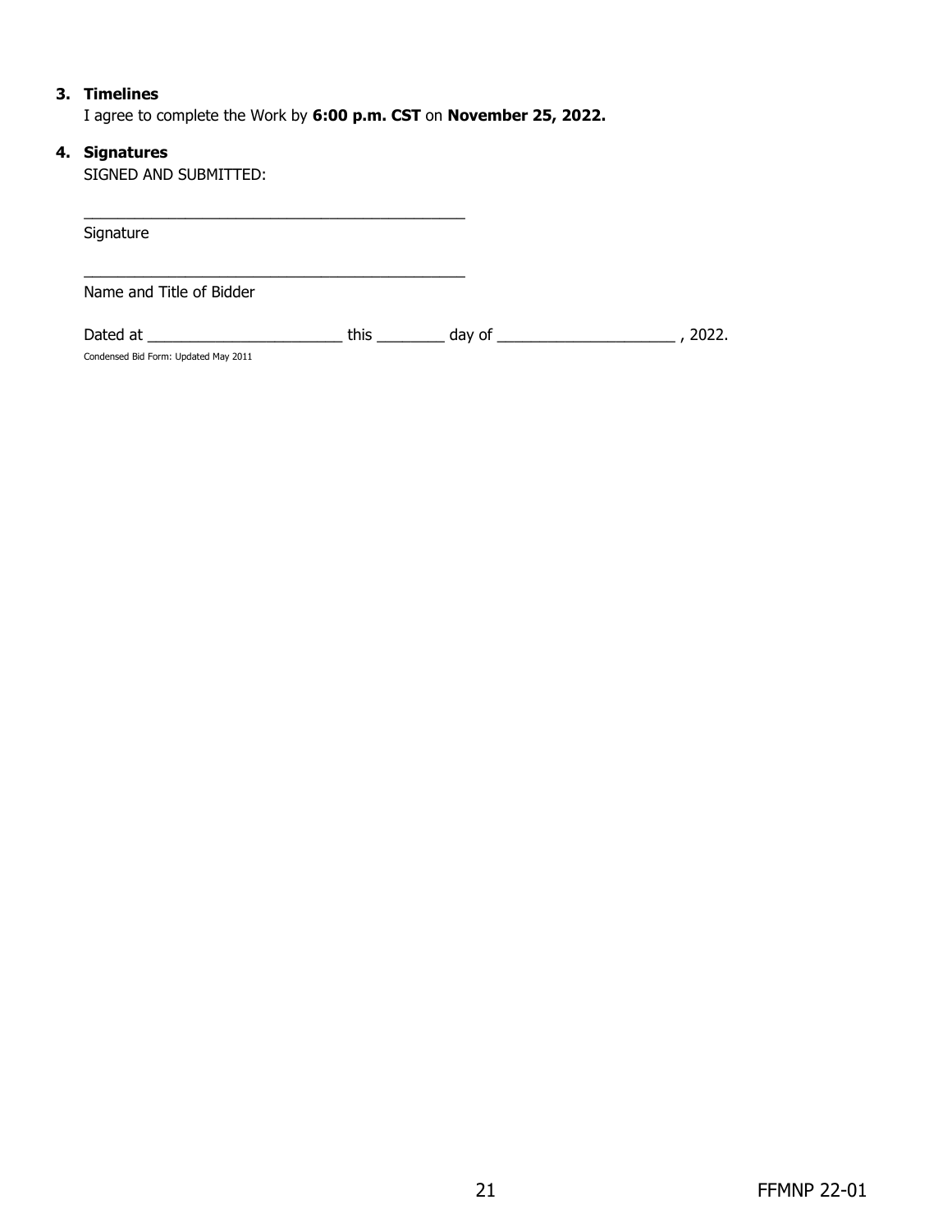**3. Timelines**

I agree to complete the Work by **6:00 p.m. CST** on **November 25, 2022.**

**4. Signatures**

SIGNED AND SUBMITTED:

_______________________________________________

Signature

_______________________________________________

Name and Title of Bidder

Dated at ________________________ this ________ day of _____________________ , 2022.

Condensed Bid Form: Updated May 2011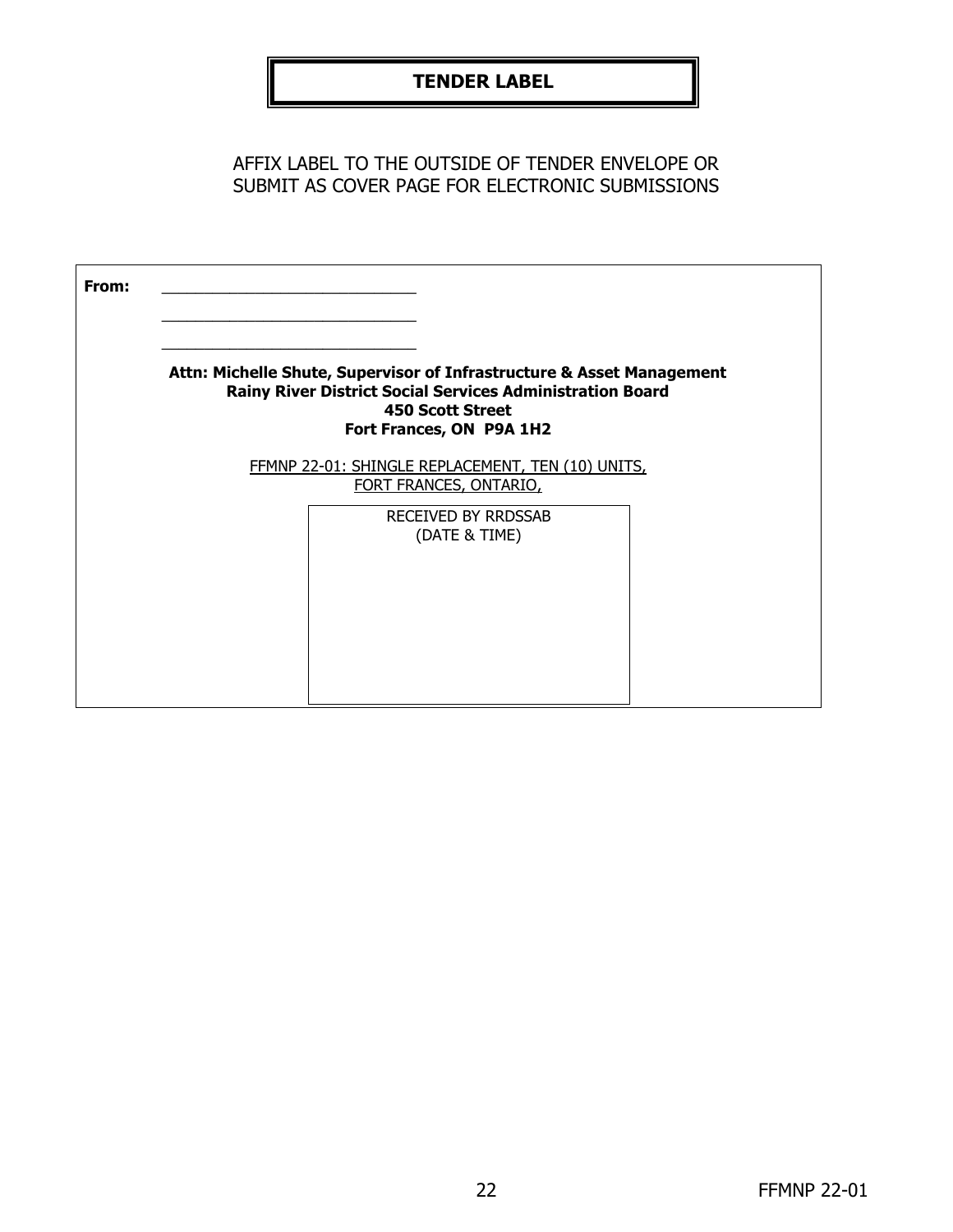# TENDER LABEL

AFFIX LABEL TO THE OUTSIDE OF TENDER ENVELOPE OR
SUBMIT AS COVER PAGE FOR ELECTRONIC SUBMISSIONS

**From:** ______________________________

______________________________

______________________________

**Attn: Michelle Shute, Supervisor of Infrastructure & Asset Management**
**Rainy River District Social Services Administration Board**
**450 Scott Street**
**Fort Frances, ON P9A 1H2**

FFMNP 22-01: SHINGLE REPLACEMENT, TEN (10) UNITS,
FORT FRANCES, ONTARIO,

RECEIVED BY RRDSSAB
(DATE & TIME)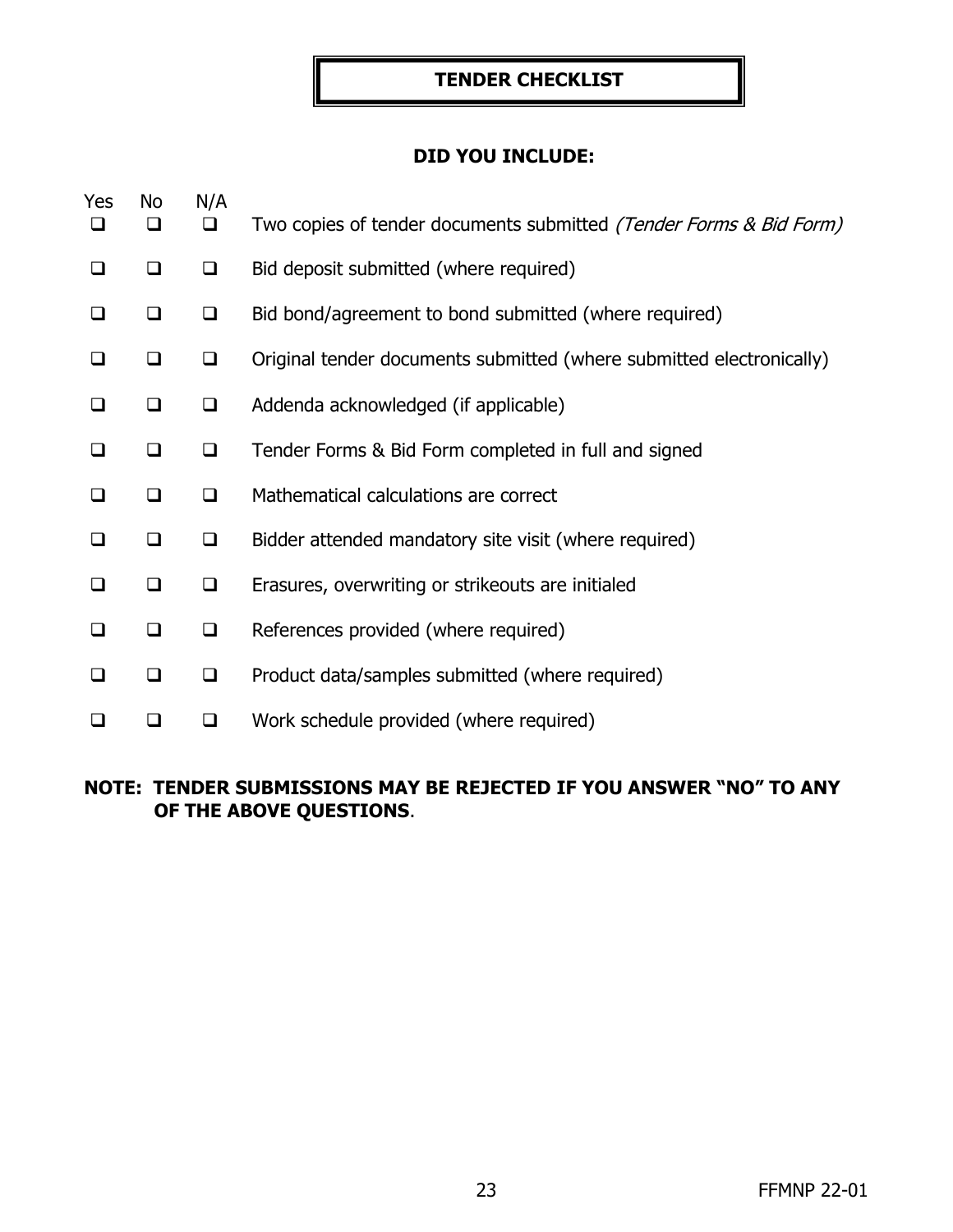# TENDER CHECKLIST

## DID YOU INCLUDE:

| Yes | No | N/A | |
|---|---|---|---|
| ☐ | ☐ | ☐ | Two copies of tender documents submitted *(Tender Forms & Bid Form)* |
| ☐ | ☐ | ☐ | Bid deposit submitted (where required) |
| ☐ | ☐ | ☐ | Bid bond/agreement to bond submitted (where required) |
| ☐ | ☐ | ☐ | Original tender documents submitted (where submitted electronically) |
| ☐ | ☐ | ☐ | Addenda acknowledged (if applicable) |
| ☐ | ☐ | ☐ | Tender Forms & Bid Form completed in full and signed |
| ☐ | ☐ | ☐ | Mathematical calculations are correct |
| ☐ | ☐ | ☐ | Bidder attended mandatory site visit (where required) |
| ☐ | ☐ | ☐ | Erasures, overwriting or strikeouts are initialed |
| ☐ | ☐ | ☐ | References provided (where required) |
| ☐ | ☐ | ☐ | Product data/samples submitted (where required) |
| ☐ | ☐ | ☐ | Work schedule provided (where required) |

**NOTE: TENDER SUBMISSIONS MAY BE REJECTED IF YOU ANSWER "NO" TO ANY OF THE ABOVE QUESTIONS**.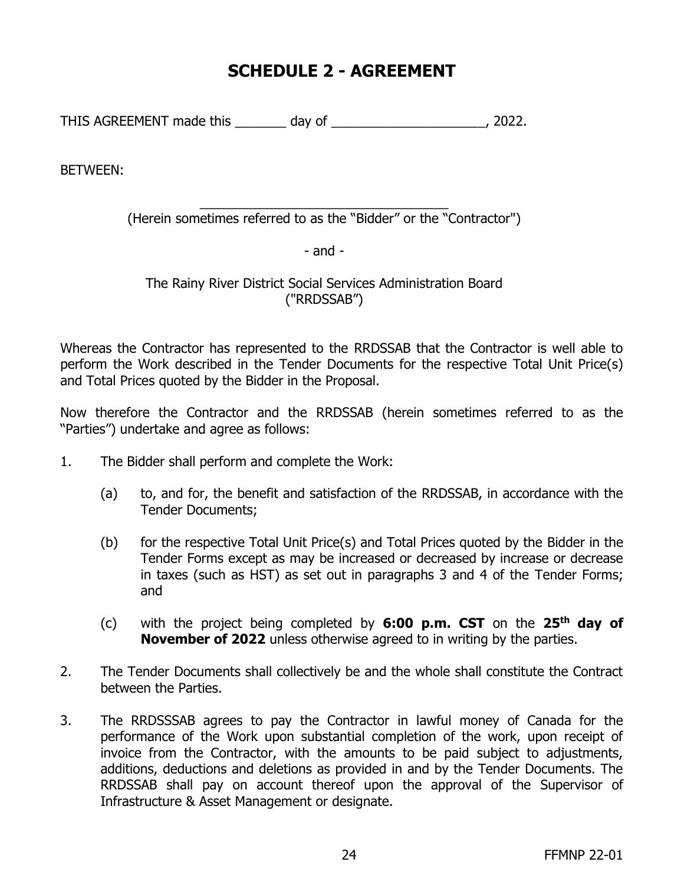# SCHEDULE 2 - AGREEMENT

THIS AGREEMENT made this _______ day of _____________________, 2022.

BETWEEN:

___________________________________
(Herein sometimes referred to as the “Bidder” or the “Contractor")

- and -

The Rainy River District Social Services Administration Board
("RRDSSAB”)

Whereas the Contractor has represented to the RRDSSAB that the Contractor is well able to perform the Work described in the Tender Documents for the respective Total Unit Price(s) and Total Prices quoted by the Bidder in the Proposal.

Now therefore the Contractor and the RRDSSAB (herein sometimes referred to as the “Parties”) undertake and agree as follows:

1. The Bidder shall perform and complete the Work:

   (a) to, and for, the benefit and satisfaction of the RRDSSAB, in accordance with the Tender Documents;

   (b) for the respective Total Unit Price(s) and Total Prices quoted by the Bidder in the Tender Forms except as may be increased or decreased by increase or decrease in taxes (such as HST) as set out in paragraphs 3 and 4 of the Tender Forms; and

   (c) with the project being completed by **6:00 p.m. CST** on the **25th day of November of 2022** unless otherwise agreed to in writing by the parties.

2. The Tender Documents shall collectively be and the whole shall constitute the Contract between the Parties.

3. The RRDSSSAB agrees to pay the Contractor in lawful money of Canada for the performance of the Work upon substantial completion of the work, upon receipt of invoice from the Contractor, with the amounts to be paid subject to adjustments, additions, deductions and deletions as provided in and by the Tender Documents. The RRDSSAB shall pay on account thereof upon the approval of the Supervisor of Infrastructure & Asset Management or designate.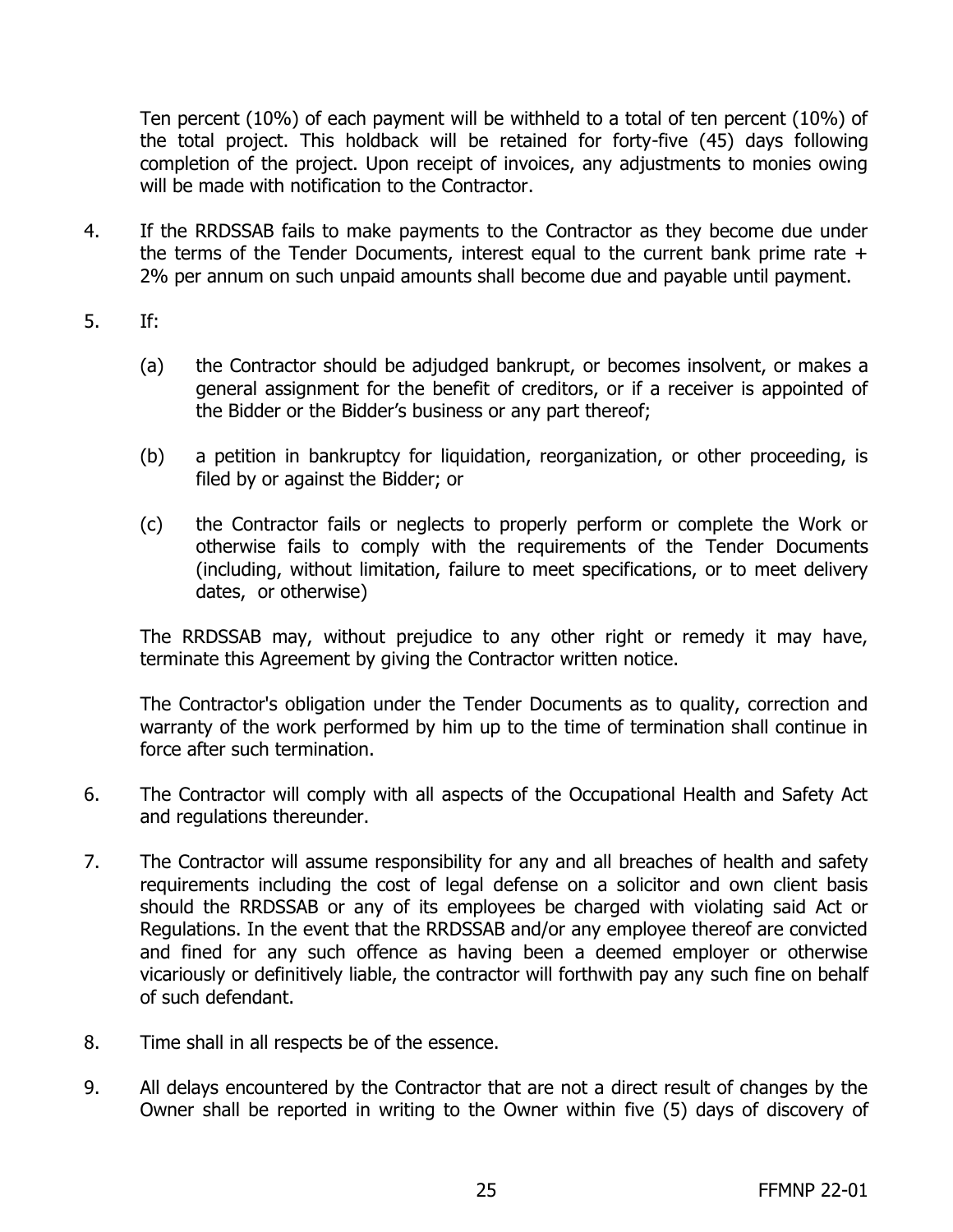Ten percent (10%) of each payment will be withheld to a total of ten percent (10%) of the total project. This holdback will be retained for forty-five (45) days following completion of the project. Upon receipt of invoices, any adjustments to monies owing will be made with notification to the Contractor.

4. If the RRDSSAB fails to make payments to the Contractor as they become due under the terms of the Tender Documents, interest equal to the current bank prime rate + 2% per annum on such unpaid amounts shall become due and payable until payment.

5. If:

   (a) the Contractor should be adjudged bankrupt, or becomes insolvent, or makes a general assignment for the benefit of creditors, or if a receiver is appointed of the Bidder or the Bidder's business or any part thereof;

   (b) a petition in bankruptcy for liquidation, reorganization, or other proceeding, is filed by or against the Bidder; or

   (c) the Contractor fails or neglects to properly perform or complete the Work or otherwise fails to comply with the requirements of the Tender Documents (including, without limitation, failure to meet specifications, or to meet delivery dates, or otherwise)

   The RRDSSAB may, without prejudice to any other right or remedy it may have, terminate this Agreement by giving the Contractor written notice.

   The Contractor's obligation under the Tender Documents as to quality, correction and warranty of the work performed by him up to the time of termination shall continue in force after such termination.

6. The Contractor will comply with all aspects of the Occupational Health and Safety Act and regulations thereunder.

7. The Contractor will assume responsibility for any and all breaches of health and safety requirements including the cost of legal defense on a solicitor and own client basis should the RRDSSAB or any of its employees be charged with violating said Act or Regulations. In the event that the RRDSSAB and/or any employee thereof are convicted and fined for any such offence as having been a deemed employer or otherwise vicariously or definitively liable, the contractor will forthwith pay any such fine on behalf of such defendant.

8. Time shall in all respects be of the essence.

9. All delays encountered by the Contractor that are not a direct result of changes by the Owner shall be reported in writing to the Owner within five (5) days of discovery of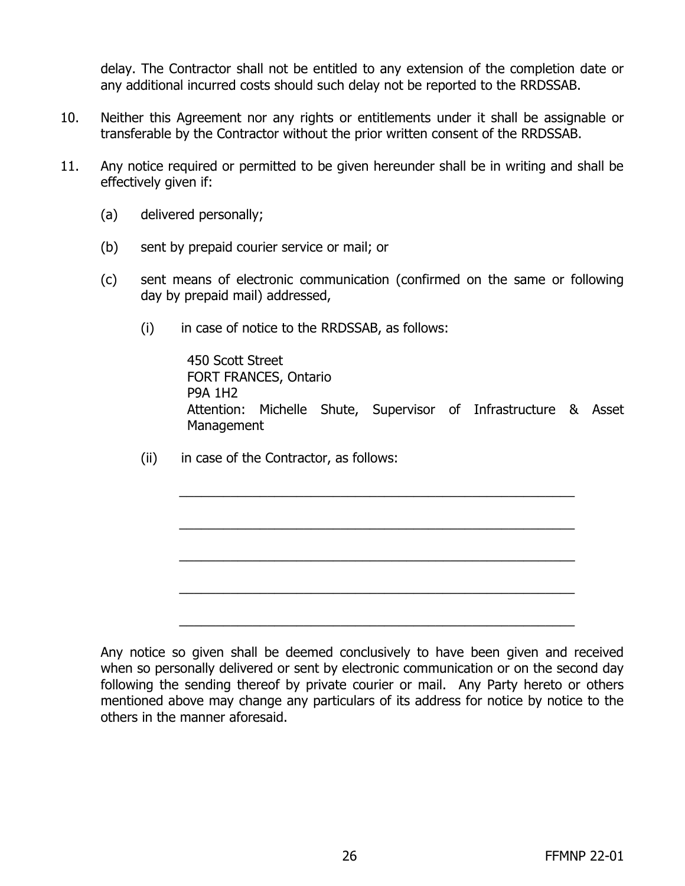delay. The Contractor shall not be entitled to any extension of the completion date or any additional incurred costs should such delay not be reported to the RRDSSAB.

10. Neither this Agreement nor any rights or entitlements under it shall be assignable or transferable by the Contractor without the prior written consent of the RRDSSAB.

11. Any notice required or permitted to be given hereunder shall be in writing and shall be effectively given if:

    (a) delivered personally;

    (b) sent by prepaid courier service or mail; or

    (c) sent means of electronic communication (confirmed on the same or following day by prepaid mail) addressed,

        (i) in case of notice to the RRDSSAB, as follows:

            450 Scott Street
            FORT FRANCES, Ontario
            P9A 1H2
            Attention: Michelle Shute, Supervisor of Infrastructure & Asset Management

        (ii) in case of the Contractor, as follows:

            _______________________________________________

            _______________________________________________

            _______________________________________________

            _______________________________________________

            _______________________________________________

    Any notice so given shall be deemed conclusively to have been given and received when so personally delivered or sent by electronic communication or on the second day following the sending thereof by private courier or mail. Any Party hereto or others mentioned above may change any particulars of its address for notice by notice to the others in the manner aforesaid.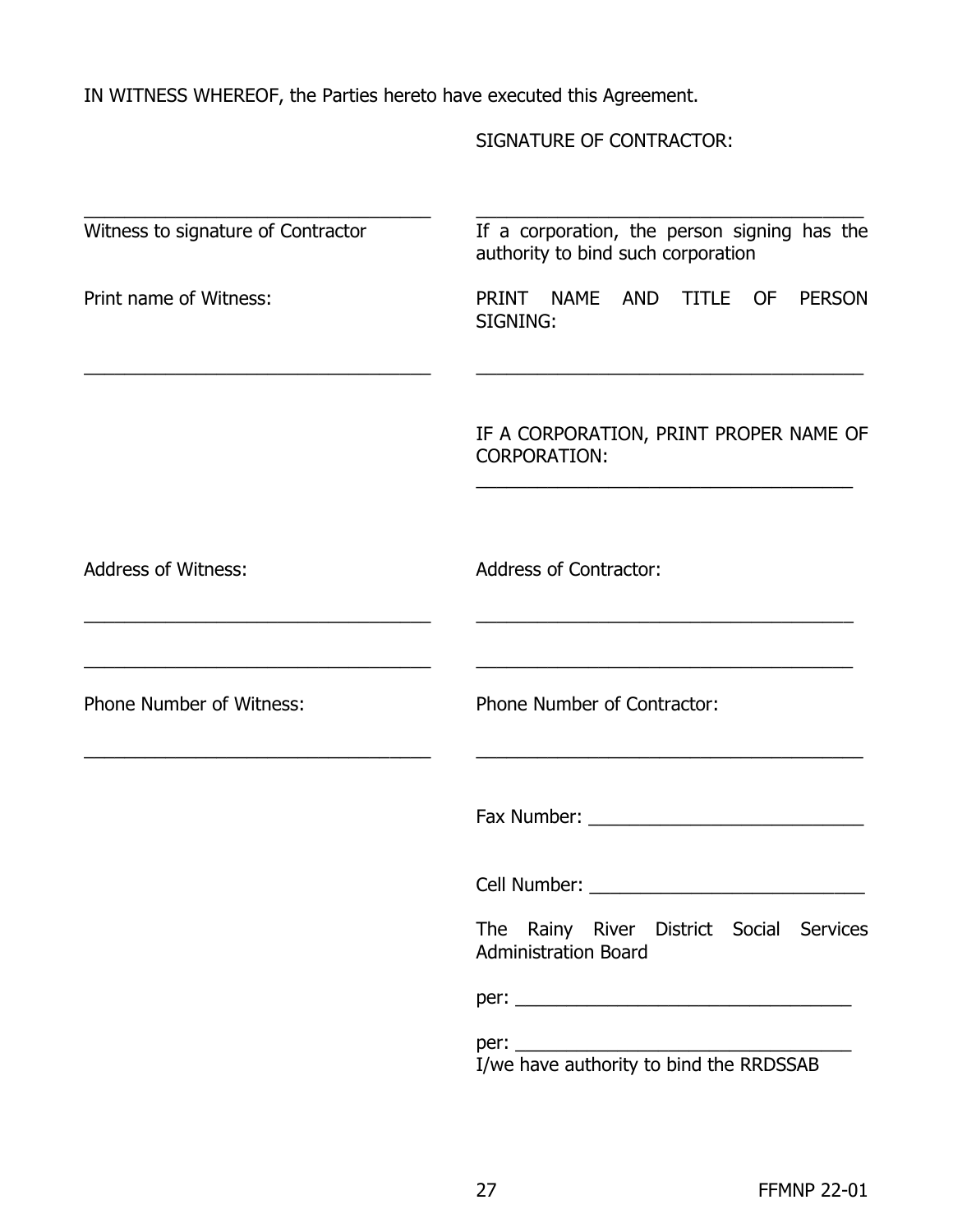IN WITNESS WHEREOF, the Parties hereto have executed this Agreement.

SIGNATURE OF CONTRACTOR:

___________________________________
Witness to signature of Contractor

___________________________________
If a corporation, the person signing has the authority to bind such corporation

Print name of Witness:

___________________________________

PRINT NAME AND TITLE OF PERSON SIGNING:

___________________________________

IF A CORPORATION, PRINT PROPER NAME OF CORPORATION:

___________________________________

Address of Witness:

___________________________________

___________________________________

Address of Contractor:

___________________________________

___________________________________

Phone Number of Witness:

___________________________________

Phone Number of Contractor:

___________________________________

Fax Number: ___________________________

Cell Number: ___________________________

The Rainy River District Social Services Administration Board

per: _________________________________

per: _________________________________
I/we have authority to bind the RRDSSAB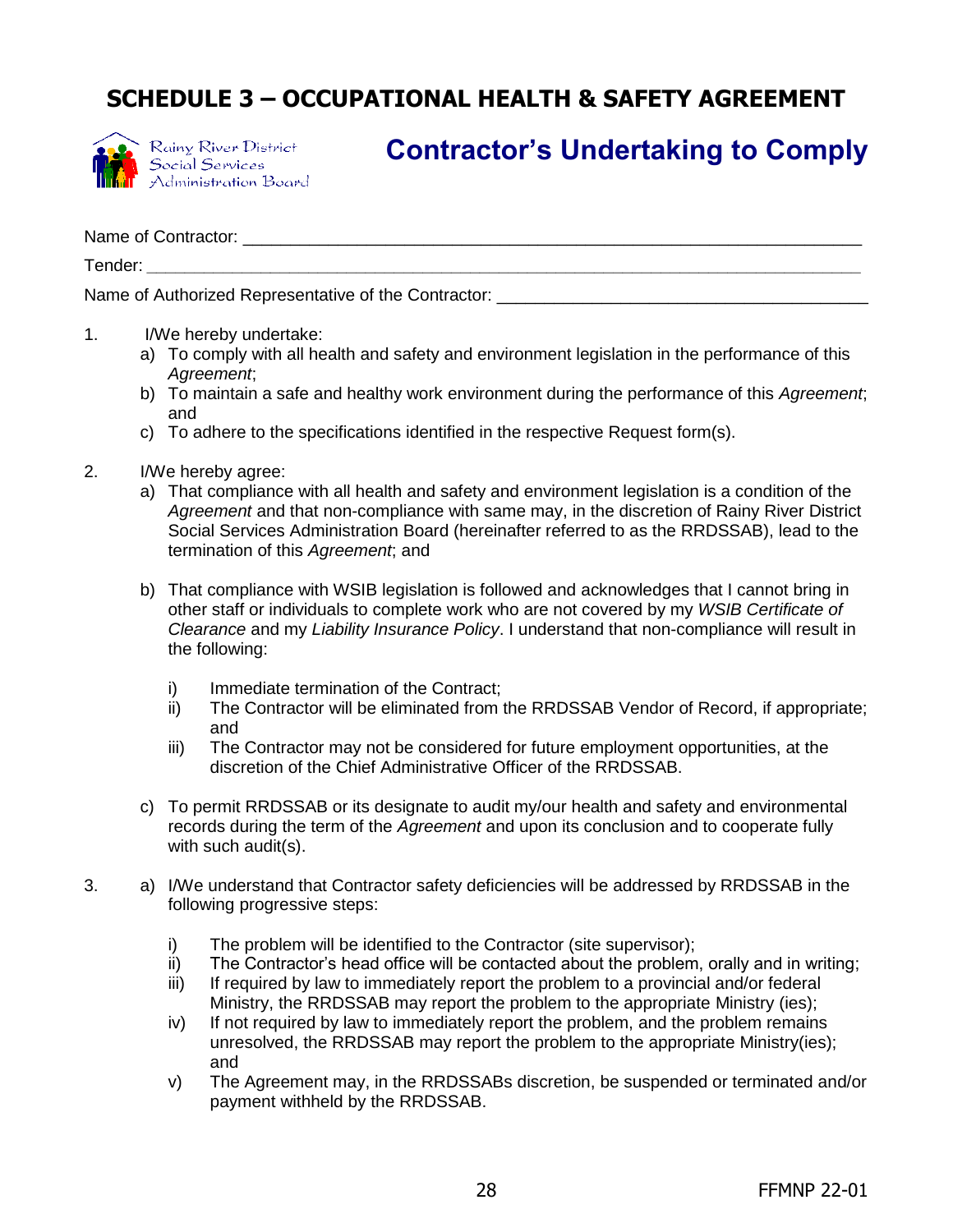# SCHEDULE 3 – OCCUPATIONAL HEALTH & SAFETY AGREEMENT

Rainy River District Social Services Administration Board

## Contractor's Undertaking to Comply

Name of Contractor: ___________________________________________________________________

Tender: ___________________________________________________________________________

Name of Authorized Representative of the Contractor: ____________________________________

1. I/We hereby undertake:
   a) To comply with all health and safety and environment legislation in the performance of this *Agreement*;
   b) To maintain a safe and healthy work environment during the performance of this *Agreement*; and
   c) To adhere to the specifications identified in the respective Request form(s).

2. I/We hereby agree:
   a) That compliance with all health and safety and environment legislation is a condition of the *Agreement* and that non-compliance with same may, in the discretion of Rainy River District Social Services Administration Board (hereinafter referred to as the RRDSSAB), lead to the termination of this *Agreement*; and

   b) That compliance with WSIB legislation is followed and acknowledges that I cannot bring in other staff or individuals to complete work who are not covered by my *WSIB Certificate of Clearance* and my *Liability Insurance Policy*. I understand that non-compliance will result in the following:

      i) Immediate termination of the Contract;
      ii) The Contractor will be eliminated from the RRDSSAB Vendor of Record, if appropriate; and
      iii) The Contractor may not be considered for future employment opportunities, at the discretion of the Chief Administrative Officer of the RRDSSAB.

   c) To permit RRDSSAB or its designate to audit my/our health and safety and environmental records during the term of the *Agreement* and upon its conclusion and to cooperate fully with such audit(s).

3. a) I/We understand that Contractor safety deficiencies will be addressed by RRDSSAB in the following progressive steps:

      i) The problem will be identified to the Contractor (site supervisor);
      ii) The Contractor's head office will be contacted about the problem, orally and in writing;
      iii) If required by law to immediately report the problem to a provincial and/or federal Ministry, the RRDSSAB may report the problem to the appropriate Ministry (ies);
      iv) If not required by law to immediately report the problem, and the problem remains unresolved, the RRDSSAB may report the problem to the appropriate Ministry(ies); and
      v) The Agreement may, in the RRDSSABs discretion, be suspended or terminated and/or payment withheld by the RRDSSAB.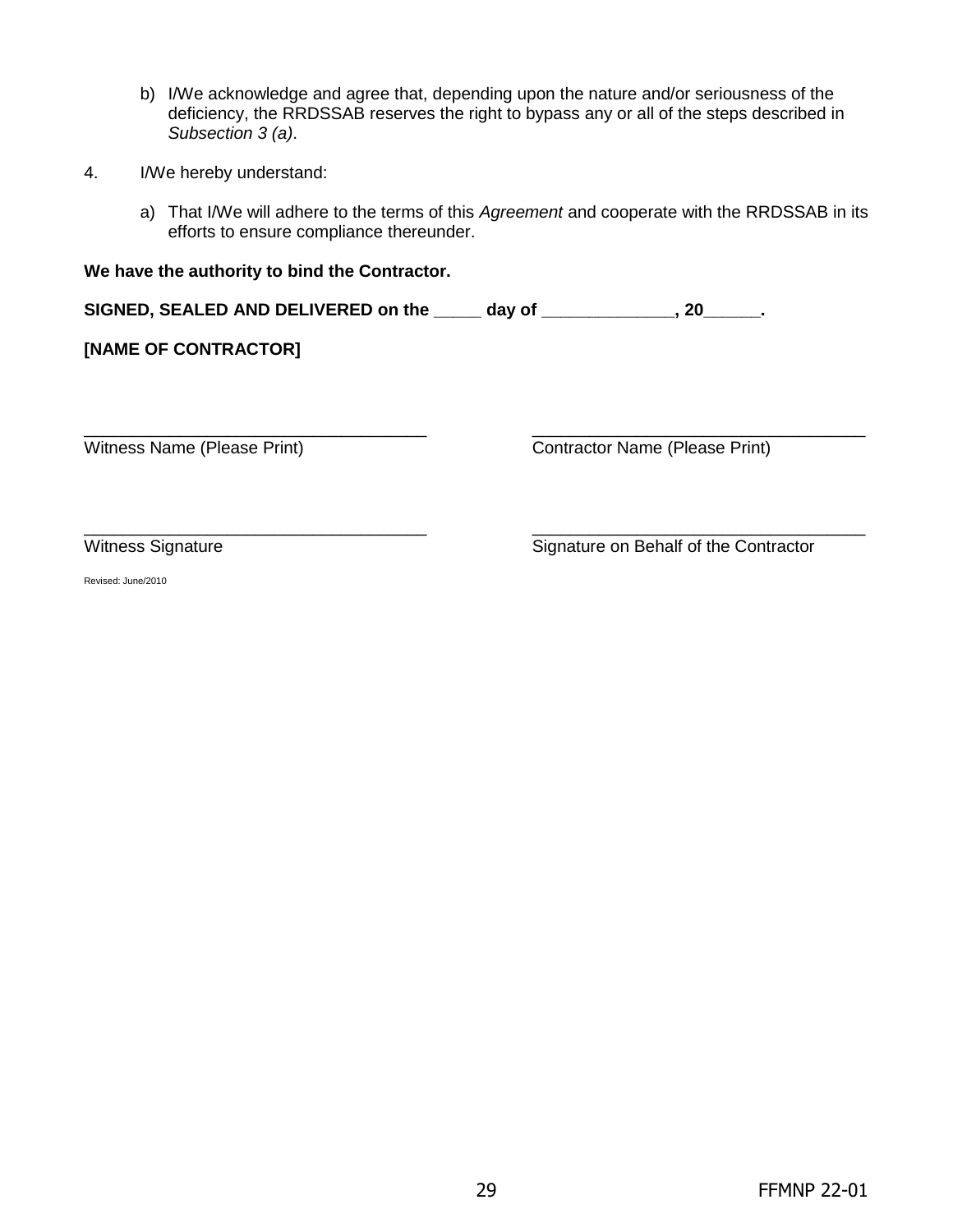b) I/We acknowledge and agree that, depending upon the nature and/or seriousness of the deficiency, the RRDSSAB reserves the right to bypass any or all of the steps described in *Subsection 3 (a)*.

4. I/We hereby understand:

   a) That I/We will adhere to the terms of this *Agreement* and cooperate with the RRDSSAB in its efforts to ensure compliance thereunder.

**We have the authority to bind the Contractor.**

**SIGNED, SEALED AND DELIVERED on the _____ day of ______________, 20______.**

**[NAME OF CONTRACTOR]**

| | |
|---|---|
| ___________________________________ | ___________________________________ |
| Witness Name (Please Print) | Contractor Name (Please Print) |
| ___________________________________ | ___________________________________ |
| Witness Signature | Signature on Behalf of the Contractor |

Revised: June/2010

FFMNP 22-01